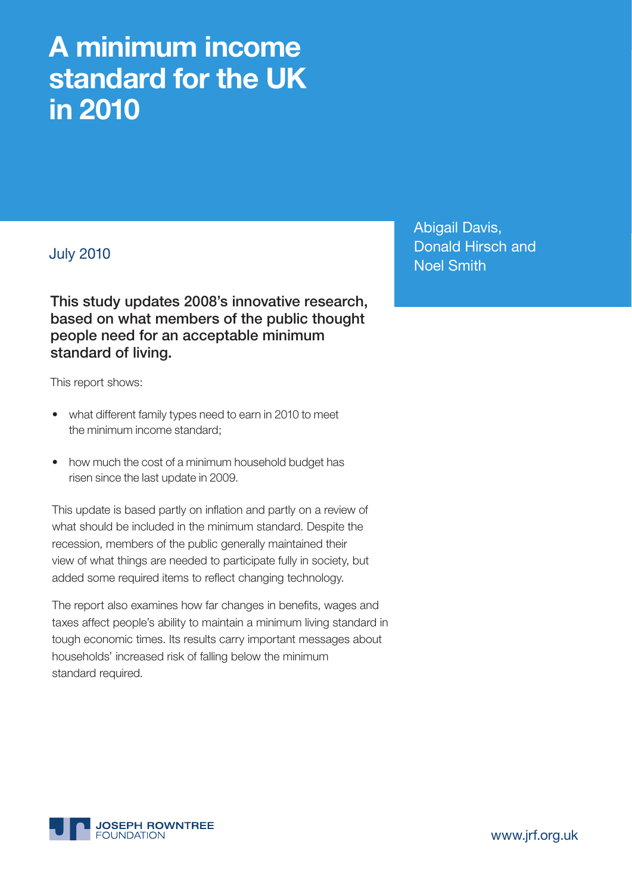# A minimum income standard for the UK in 2010

July 2010

Abigail Davis, Donald Hirsch and Noel Smith

**This study updates 2008's innovative research, based on what members of the public thought people need for an acceptable minimum standard of living.**

This report shows:

- what different family types need to earn in 2010 to meet the minimum income standard;
- how much the cost of a minimum household budget has risen since the last update in 2009.

This update is based partly on inflation and partly on a review of what should be included in the minimum standard. Despite the recession, members of the public generally maintained their view of what things are needed to participate fully in society, but added some required items to reflect changing technology.

The report also examines how far changes in benefits, wages and taxes affect people's ability to maintain a minimum living standard in tough economic times. Its results carry important messages about households' increased risk of falling below the minimum standard required.

JOSEPH ROWNTREE FOUNDATION

www.jrf.org.uk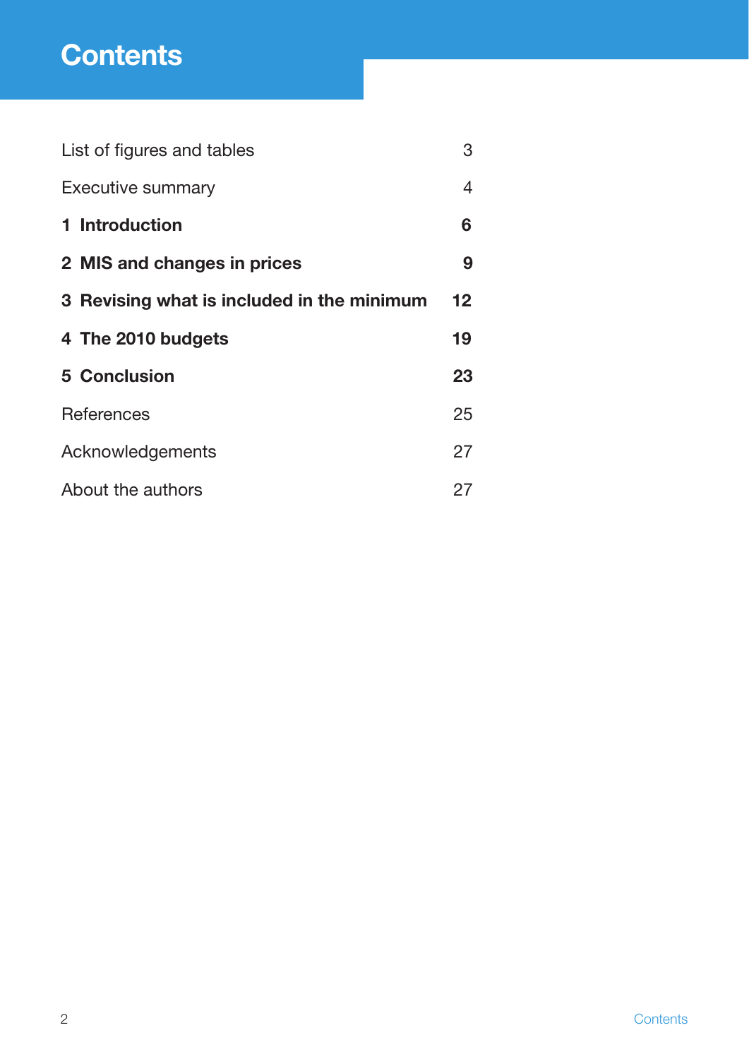# Contents

| | |
|---|---|
| List of figures and tables | 3 |
| Executive summary | 4 |
| **1 Introduction** | **6** |
| **2 MIS and changes in prices** | **9** |
| **3 Revising what is included in the minimum** | **12** |
| **4 The 2010 budgets** | **19** |
| **5 Conclusion** | **23** |
| References | 25 |
| Acknowledgements | 27 |
| About the authors | 27 |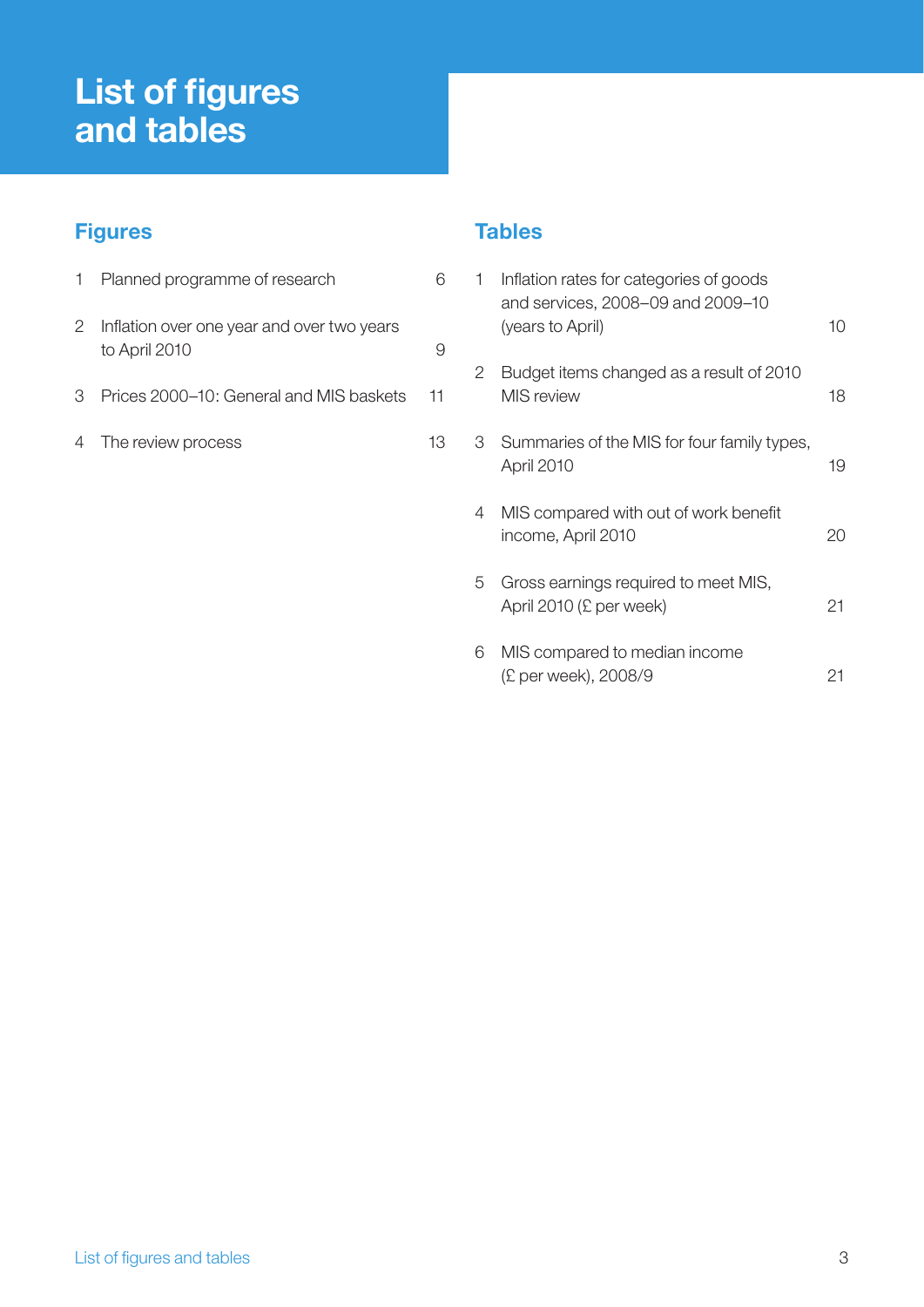# List of figures and tables

## Figures

| | | |
|---|---|---|
| 1 | Planned programme of research | 6 |
| 2 | Inflation over one year and over two years to April 2010 | 9 |
| 3 | Prices 2000–10: General and MIS baskets | 11 |
| 4 | The review process | 13 |

## Tables

| | | |
|---|---|---|
| 1 | Inflation rates for categories of goods and services, 2008–09 and 2009–10 (years to April) | 10 |
| 2 | Budget items changed as a result of 2010 MIS review | 18 |
| 3 | Summaries of the MIS for four family types, April 2010 | 19 |
| 4 | MIS compared with out of work benefit income, April 2010 | 20 |
| 5 | Gross earnings required to meet MIS, April 2010 (£ per week) | 21 |
| 6 | MIS compared to median income (£ per week), 2008/9 | 21 |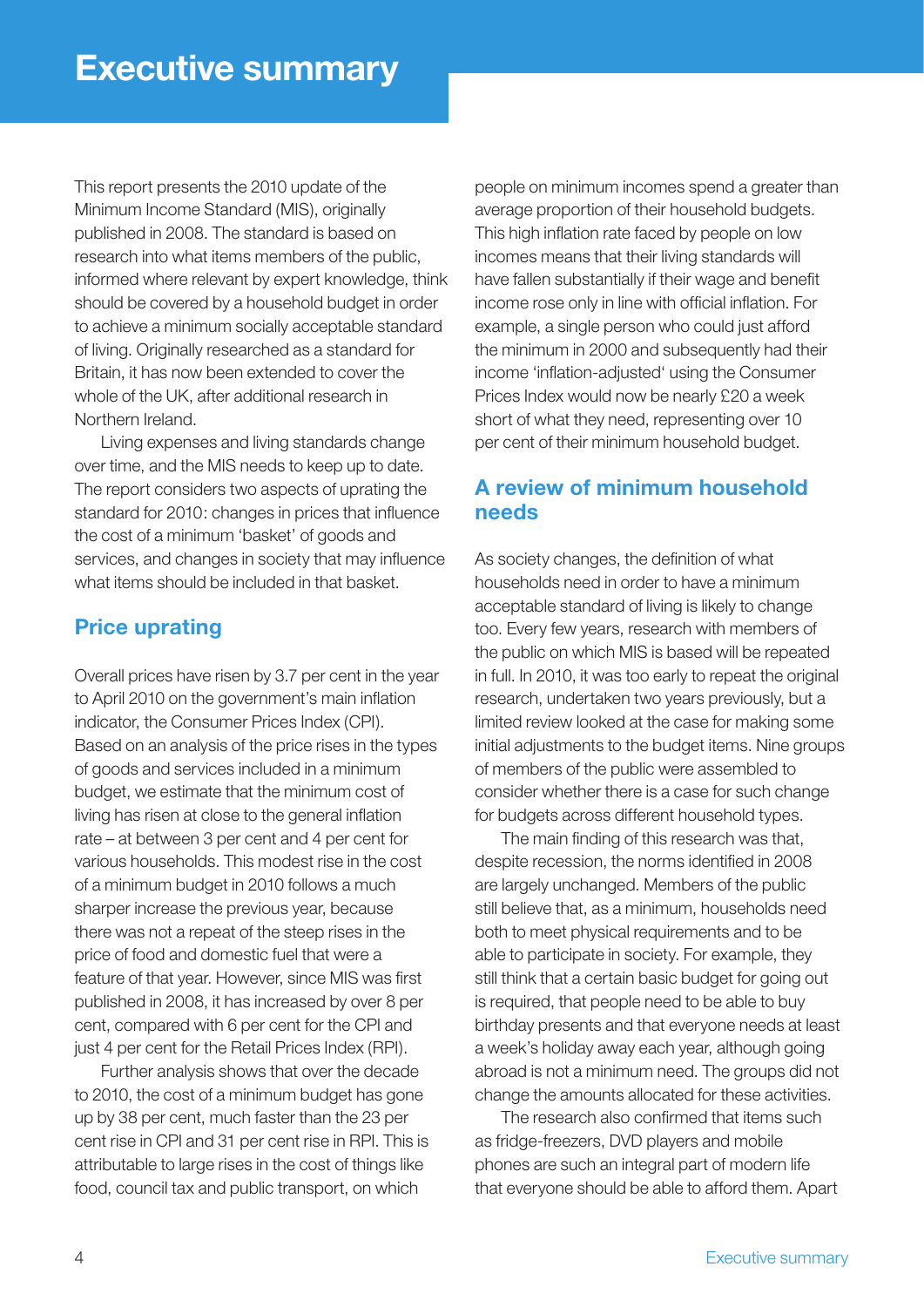# Executive summary

This report presents the 2010 update of the Minimum Income Standard (MIS), originally published in 2008. The standard is based on research into what items members of the public, informed where relevant by expert knowledge, think should be covered by a household budget in order to achieve a minimum socially acceptable standard of living. Originally researched as a standard for Britain, it has now been extended to cover the whole of the UK, after additional research in Northern Ireland.

Living expenses and living standards change over time, and the MIS needs to keep up to date. The report considers two aspects of uprating the standard for 2010: changes in prices that influence the cost of a minimum 'basket' of goods and services, and changes in society that may influence what items should be included in that basket.

## Price uprating

Overall prices have risen by 3.7 per cent in the year to April 2010 on the government's main inflation indicator, the Consumer Prices Index (CPI). Based on an analysis of the price rises in the types of goods and services included in a minimum budget, we estimate that the minimum cost of living has risen at close to the general inflation rate – at between 3 per cent and 4 per cent for various households. This modest rise in the cost of a minimum budget in 2010 follows a much sharper increase the previous year, because there was not a repeat of the steep rises in the price of food and domestic fuel that were a feature of that year. However, since MIS was first published in 2008, it has increased by over 8 per cent, compared with 6 per cent for the CPI and just 4 per cent for the Retail Prices Index (RPI).

Further analysis shows that over the decade to 2010, the cost of a minimum budget has gone up by 38 per cent, much faster than the 23 per cent rise in CPI and 31 per cent rise in RPI. This is attributable to large rises in the cost of things like food, council tax and public transport, on which people on minimum incomes spend a greater than average proportion of their household budgets. This high inflation rate faced by people on low incomes means that their living standards will have fallen substantially if their wage and benefit income rose only in line with official inflation. For example, a single person who could just afford the minimum in 2000 and subsequently had their income 'inflation-adjusted' using the Consumer Prices Index would now be nearly £20 a week short of what they need, representing over 10 per cent of their minimum household budget.

## A review of minimum household needs

As society changes, the definition of what households need in order to have a minimum acceptable standard of living is likely to change too. Every few years, research with members of the public on which MIS is based will be repeated in full. In 2010, it was too early to repeat the original research, undertaken two years previously, but a limited review looked at the case for making some initial adjustments to the budget items. Nine groups of members of the public were assembled to consider whether there is a case for such change for budgets across different household types.

The main finding of this research was that, despite recession, the norms identified in 2008 are largely unchanged. Members of the public still believe that, as a minimum, households need both to meet physical requirements and to be able to participate in society. For example, they still think that a certain basic budget for going out is required, that people need to be able to buy birthday presents and that everyone needs at least a week's holiday away each year, although going abroad is not a minimum need. The groups did not change the amounts allocated for these activities.

The research also confirmed that items such as fridge-freezers, DVD players and mobile phones are such an integral part of modern life that everyone should be able to afford them. Apart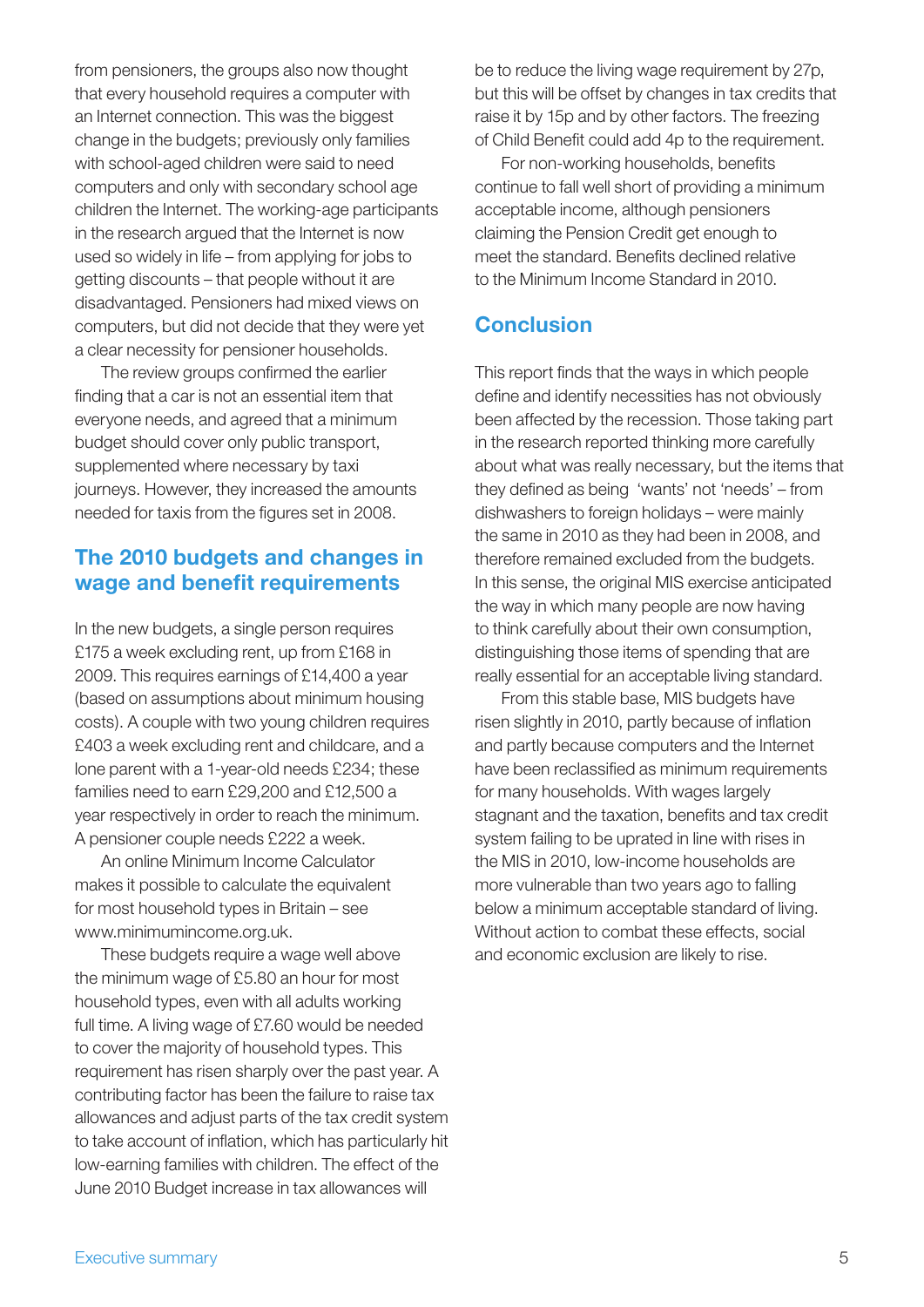from pensioners, the groups also now thought that every household requires a computer with an Internet connection. This was the biggest change in the budgets; previously only families with school-aged children were said to need computers and only with secondary school age children the Internet. The working-age participants in the research argued that the Internet is now used so widely in life – from applying for jobs to getting discounts – that people without it are disadvantaged. Pensioners had mixed views on computers, but did not decide that they were yet a clear necessity for pensioner households.

The review groups confirmed the earlier finding that a car is not an essential item that everyone needs, and agreed that a minimum budget should cover only public transport, supplemented where necessary by taxi journeys. However, they increased the amounts needed for taxis from the figures set in 2008.

## The 2010 budgets and changes in wage and benefit requirements

In the new budgets, a single person requires £175 a week excluding rent, up from £168 in 2009. This requires earnings of £14,400 a year (based on assumptions about minimum housing costs). A couple with two young children requires £403 a week excluding rent and childcare, and a lone parent with a 1-year-old needs £234; these families need to earn £29,200 and £12,500 a year respectively in order to reach the minimum. A pensioner couple needs £222 a week.

An online Minimum Income Calculator makes it possible to calculate the equivalent for most household types in Britain – see www.minimumincome.org.uk.

These budgets require a wage well above the minimum wage of £5.80 an hour for most household types, even with all adults working full time. A living wage of £7.60 would be needed to cover the majority of household types. This requirement has risen sharply over the past year. A contributing factor has been the failure to raise tax allowances and adjust parts of the tax credit system to take account of inflation, which has particularly hit low-earning families with children. The effect of the June 2010 Budget increase in tax allowances will be to reduce the living wage requirement by 27p, but this will be offset by changes in tax credits that raise it by 15p and by other factors. The freezing of Child Benefit could add 4p to the requirement.

For non-working households, benefits continue to fall well short of providing a minimum acceptable income, although pensioners claiming the Pension Credit get enough to meet the standard. Benefits declined relative to the Minimum Income Standard in 2010.

## Conclusion

This report finds that the ways in which people define and identify necessities has not obviously been affected by the recession. Those taking part in the research reported thinking more carefully about what was really necessary, but the items that they defined as being 'wants' not 'needs' – from dishwashers to foreign holidays – were mainly the same in 2010 as they had been in 2008, and therefore remained excluded from the budgets. In this sense, the original MIS exercise anticipated the way in which many people are now having to think carefully about their own consumption, distinguishing those items of spending that are really essential for an acceptable living standard.

From this stable base, MIS budgets have risen slightly in 2010, partly because of inflation and partly because computers and the Internet have been reclassified as minimum requirements for many households. With wages largely stagnant and the taxation, benefits and tax credit system failing to be uprated in line with rises in the MIS in 2010, low-income households are more vulnerable than two years ago to falling below a minimum acceptable standard of living. Without action to combat these effects, social and economic exclusion are likely to rise.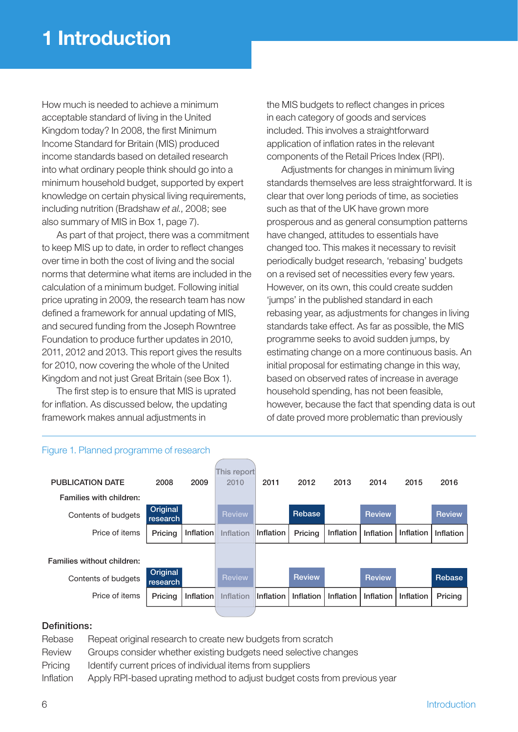# 1 Introduction

How much is needed to achieve a minimum acceptable standard of living in the United Kingdom today? In 2008, the first Minimum Income Standard for Britain (MIS) produced income standards based on detailed research into what ordinary people think should go into a minimum household budget, supported by expert knowledge on certain physical living requirements, including nutrition (Bradshaw *et al.*, 2008; see also summary of MIS in Box 1, page 7).

As part of that project, there was a commitment to keep MIS up to date, in order to reflect changes over time in both the cost of living and the social norms that determine what items are included in the calculation of a minimum budget. Following initial price uprating in 2009, the research team has now defined a framework for annual updating of MIS, and secured funding from the Joseph Rowntree Foundation to produce further updates in 2010, 2011, 2012 and 2013. This report gives the results for 2010, now covering the whole of the United Kingdom and not just Great Britain (see Box 1).

The first step is to ensure that MIS is uprated for inflation. As discussed below, the updating framework makes annual adjustments in the MIS budgets to reflect changes in prices in each category of goods and services included. This involves a straightforward application of inflation rates in the relevant components of the Retail Prices Index (RPI).

Adjustments for changes in minimum living standards themselves are less straightforward. It is clear that over long periods of time, as societies such as that of the UK have grown more prosperous and as general consumption patterns have changed, attitudes to essentials have changed too. This makes it necessary to revisit periodically budget research, 'rebasing' budgets on a revised set of necessities every few years. However, on its own, this could create sudden 'jumps' in the published standard in each rebasing year, as adjustments for changes in living standards take effect. As far as possible, the MIS programme seeks to avoid sudden jumps, by estimating change on a more continuous basis. An initial proposal for estimating change in this way, based on observed rates of increase in average household spending, has not been feasible, however, because the fact that spending data is out of date proved more problematic than previously

Figure 1. Planned programme of research

| PUBLICATION DATE | 2008 | 2009 | This report 2010 | 2011 | 2012 | 2013 | 2014 | 2015 | 2016 |
|---|---|---|---|---|---|---|---|---|---|
| **Families with children:** | | | | | | | | | |
| Contents of budgets | Original research | | Review | | Rebase | | Review | | Review |
| Price of items | Pricing | Inflation | Inflation | Inflation | Pricing | Inflation | Inflation | Inflation | Inflation |
| **Families without children:** | | | | | | | | | |
| Contents of budgets | Original research | | Review | | Review | | Review | | Rebase |
| Price of items | Pricing | Inflation | Inflation | Inflation | Inflation | Inflation | Inflation | Inflation | Pricing |

**Definitions:**

| | |
|---|---|
| Rebase | Repeat original research to create new budgets from scratch |
| Review | Groups consider whether existing budgets need selective changes |
| Pricing | Identify current prices of individual items from suppliers |
| Inflation | Apply RPI-based uprating method to adjust budget costs from previous year |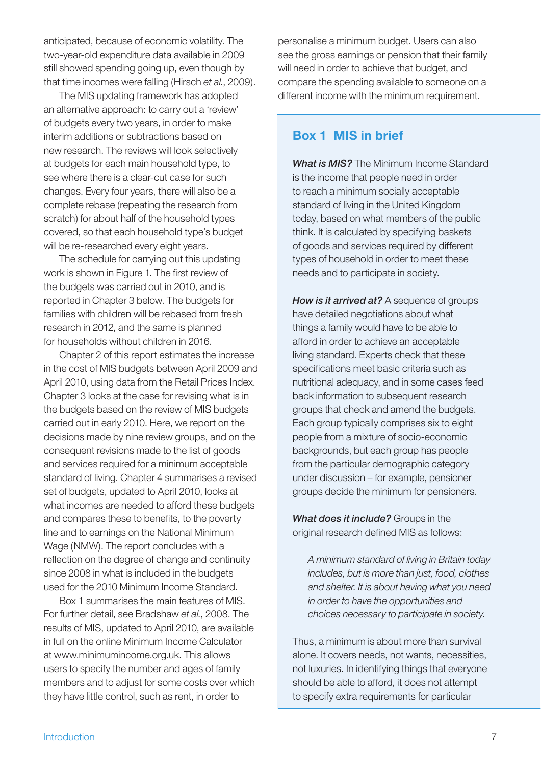anticipated, because of economic volatility. The two-year-old expenditure data available in 2009 still showed spending going up, even though by that time incomes were falling (Hirsch *et al.*, 2009).

The MIS updating framework has adopted an alternative approach: to carry out a 'review' of budgets every two years, in order to make interim additions or subtractions based on new research. The reviews will look selectively at budgets for each main household type, to see where there is a clear-cut case for such changes. Every four years, there will also be a complete rebase (repeating the research from scratch) for about half of the household types covered, so that each household type's budget will be re-researched every eight years.

The schedule for carrying out this updating work is shown in Figure 1. The first review of the budgets was carried out in 2010, and is reported in Chapter 3 below. The budgets for families with children will be rebased from fresh research in 2012, and the same is planned for households without children in 2016.

Chapter 2 of this report estimates the increase in the cost of MIS budgets between April 2009 and April 2010, using data from the Retail Prices Index. Chapter 3 looks at the case for revising what is in the budgets based on the review of MIS budgets carried out in early 2010. Here, we report on the decisions made by nine review groups, and on the consequent revisions made to the list of goods and services required for a minimum acceptable standard of living. Chapter 4 summarises a revised set of budgets, updated to April 2010, looks at what incomes are needed to afford these budgets and compares these to benefits, to the poverty line and to earnings on the National Minimum Wage (NMW). The report concludes with a reflection on the degree of change and continuity since 2008 in what is included in the budgets used for the 2010 Minimum Income Standard.

Box 1 summarises the main features of MIS. For further detail, see Bradshaw *et al.*, 2008. The results of MIS, updated to April 2010, are available in full on the online Minimum Income Calculator at www.minimumincome.org.uk. This allows users to specify the number and ages of family members and to adjust for some costs over which they have little control, such as rent, in order to personalise a minimum budget. Users can also see the gross earnings or pension that their family will need in order to achieve that budget, and compare the spending available to someone on a different income with the minimum requirement.

## Box 1 MIS in brief

***What is MIS?*** The Minimum Income Standard is the income that people need in order to reach a minimum socially acceptable standard of living in the United Kingdom today, based on what members of the public think. It is calculated by specifying baskets of goods and services required by different types of household in order to meet these needs and to participate in society.

***How is it arrived at?*** A sequence of groups have detailed negotiations about what things a family would have to be able to afford in order to achieve an acceptable living standard. Experts check that these specifications meet basic criteria such as nutritional adequacy, and in some cases feed back information to subsequent research groups that check and amend the budgets. Each group typically comprises six to eight people from a mixture of socio-economic backgrounds, but each group has people from the particular demographic category under discussion – for example, pensioner groups decide the minimum for pensioners.

***What does it include?*** Groups in the original research defined MIS as follows:

> *A minimum standard of living in Britain today includes, but is more than just, food, clothes and shelter. It is about having what you need in order to have the opportunities and choices necessary to participate in society.*

Thus, a minimum is about more than survival alone. It covers needs, not wants, necessities, not luxuries. In identifying things that everyone should be able to afford, it does not attempt to specify extra requirements for particular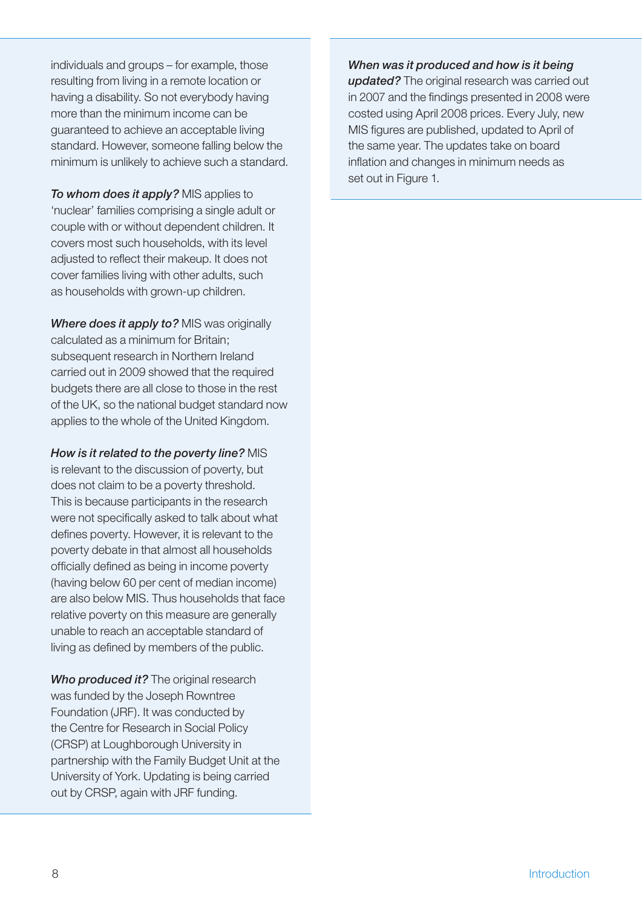individuals and groups – for example, those resulting from living in a remote location or having a disability. So not everybody having more than the minimum income can be guaranteed to achieve an acceptable living standard. However, someone falling below the minimum is unlikely to achieve such a standard.

***To whom does it apply?*** MIS applies to 'nuclear' families comprising a single adult or couple with or without dependent children. It covers most such households, with its level adjusted to reflect their makeup. It does not cover families living with other adults, such as households with grown-up children.

***Where does it apply to?*** MIS was originally calculated as a minimum for Britain; subsequent research in Northern Ireland carried out in 2009 showed that the required budgets there are all close to those in the rest of the UK, so the national budget standard now applies to the whole of the United Kingdom.

***How is it related to the poverty line?*** MIS is relevant to the discussion of poverty, but does not claim to be a poverty threshold. This is because participants in the research were not specifically asked to talk about what defines poverty. However, it is relevant to the poverty debate in that almost all households officially defined as being in income poverty (having below 60 per cent of median income) are also below MIS. Thus households that face relative poverty on this measure are generally unable to reach an acceptable standard of living as defined by members of the public.

***Who produced it?*** The original research was funded by the Joseph Rowntree Foundation (JRF). It was conducted by the Centre for Research in Social Policy (CRSP) at Loughborough University in partnership with the Family Budget Unit at the University of York. Updating is being carried out by CRSP, again with JRF funding.

***When was it produced and how is it being updated?*** The original research was carried out in 2007 and the findings presented in 2008 were costed using April 2008 prices. Every July, new MIS figures are published, updated to April of the same year. The updates take on board inflation and changes in minimum needs as set out in Figure 1.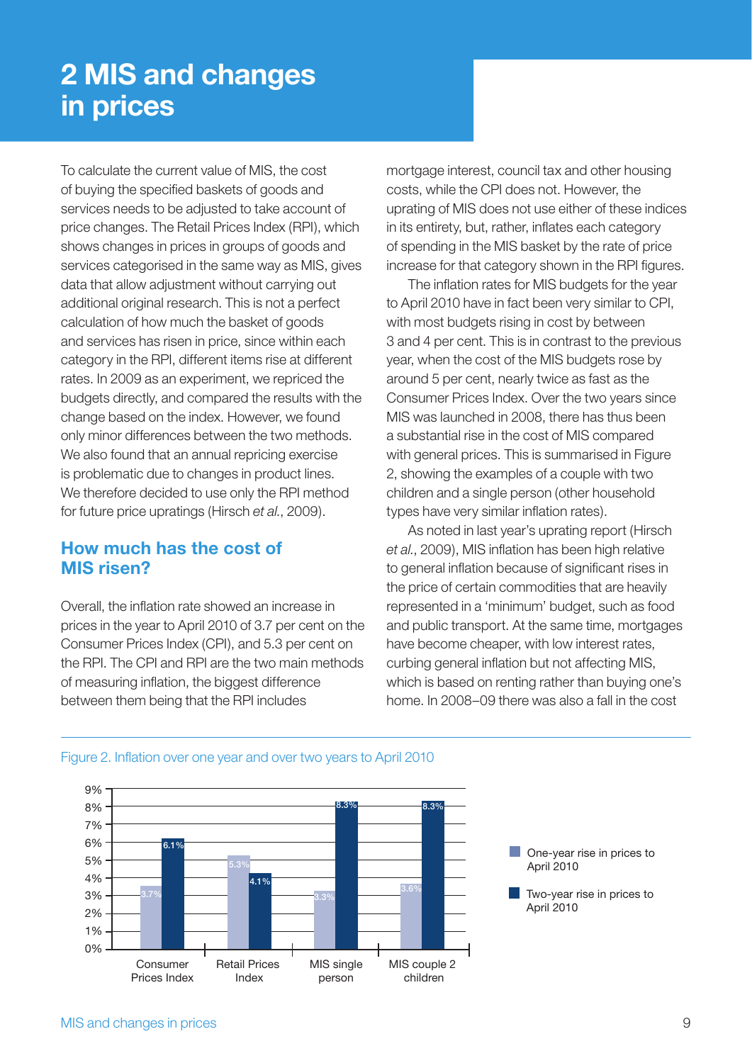# 2 MIS and changes in prices

To calculate the current value of MIS, the cost of buying the specified baskets of goods and services needs to be adjusted to take account of price changes. The Retail Prices Index (RPI), which shows changes in prices in groups of goods and services categorised in the same way as MIS, gives data that allow adjustment without carrying out additional original research. This is not a perfect calculation of how much the basket of goods and services has risen in price, since within each category in the RPI, different items rise at different rates. In 2009 as an experiment, we repriced the budgets directly, and compared the results with the change based on the index. However, we found only minor differences between the two methods. We also found that an annual repricing exercise is problematic due to changes in product lines. We therefore decided to use only the RPI method for future price upratings (Hirsch *et al.*, 2009).

## How much has the cost of MIS risen?

Overall, the inflation rate showed an increase in prices in the year to April 2010 of 3.7 per cent on the Consumer Prices Index (CPI), and 5.3 per cent on the RPI. The CPI and RPI are the two main methods of measuring inflation, the biggest difference between them being that the RPI includes mortgage interest, council tax and other housing costs, while the CPI does not. However, the uprating of MIS does not use either of these indices in its entirety, but, rather, inflates each category of spending in the MIS basket by the rate of price increase for that category shown in the RPI figures.

The inflation rates for MIS budgets for the year to April 2010 have in fact been very similar to CPI, with most budgets rising in cost by between 3 and 4 per cent. This is in contrast to the previous year, when the cost of the MIS budgets rose by around 5 per cent, nearly twice as fast as the Consumer Prices Index. Over the two years since MIS was launched in 2008, there has thus been a substantial rise in the cost of MIS compared with general prices. This is summarised in Figure 2, showing the examples of a couple with two children and a single person (other household types have very similar inflation rates).

As noted in last year's uprating report (Hirsch *et al.*, 2009), MIS inflation has been high relative to general inflation because of significant rises in the price of certain commodities that are heavily represented in a 'minimum' budget, such as food and public transport. At the same time, mortgages have become cheaper, with low interest rates, curbing general inflation but not affecting MIS, which is based on renting rather than buying one's home. In 2008–09 there was also a fall in the cost

Figure 2. Inflation over one year and over two years to April 2010

| | One-year rise in prices to April 2010 | Two-year rise in prices to April 2010 |
|---|---|---|
| Consumer Prices Index | 3.7% | 6.1% |
| Retail Prices Index | 5.3% | 4.1% |
| MIS single person | 3.3% | 8.3% |
| MIS couple 2 children | 3.6% | 8.3% |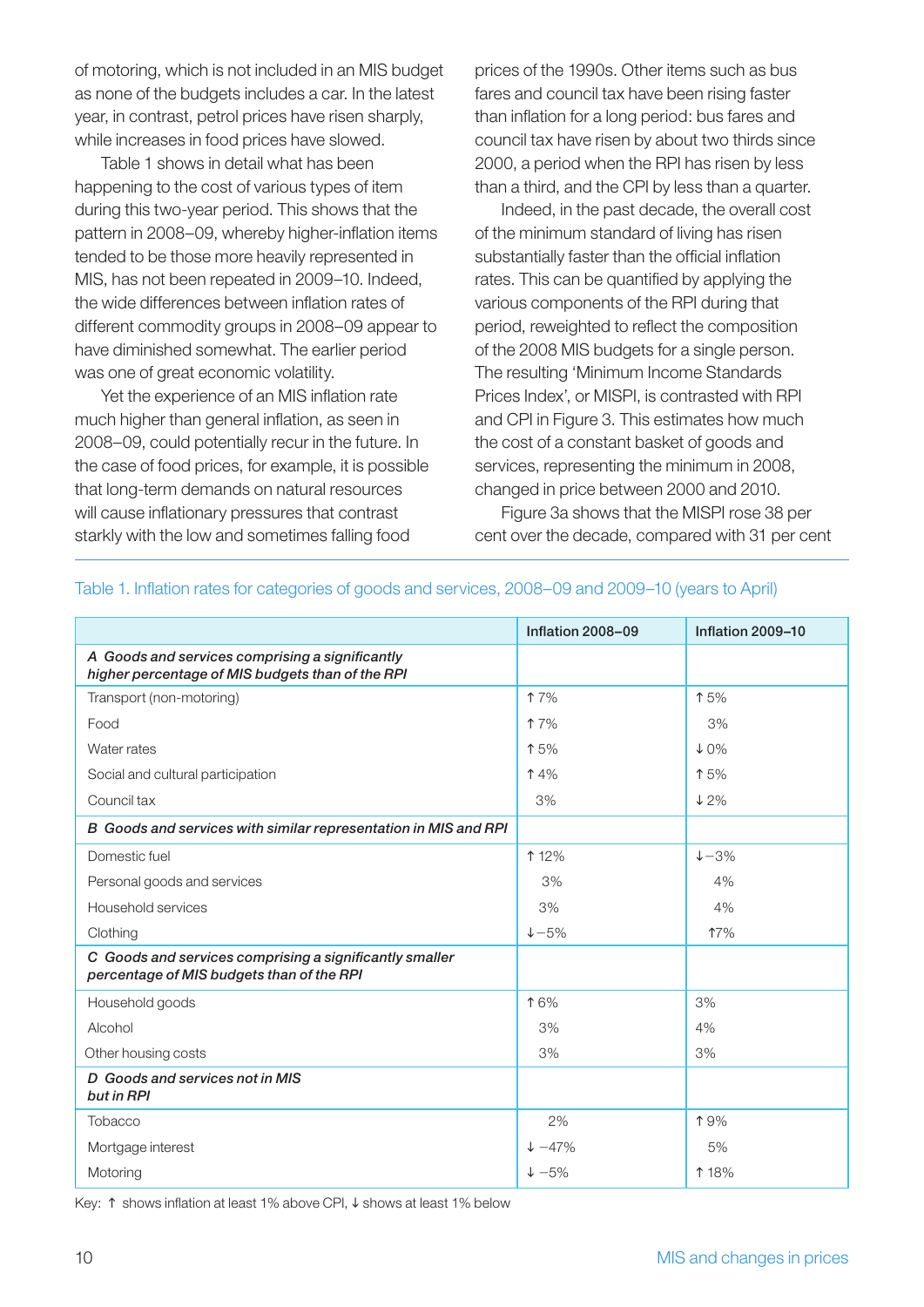of motoring, which is not included in an MIS budget as none of the budgets includes a car. In the latest year, in contrast, petrol prices have risen sharply, while increases in food prices have slowed.

Table 1 shows in detail what has been happening to the cost of various types of item during this two-year period. This shows that the pattern in 2008–09, whereby higher-inflation items tended to be those more heavily represented in MIS, has not been repeated in 2009–10. Indeed, the wide differences between inflation rates of different commodity groups in 2008–09 appear to have diminished somewhat. The earlier period was one of great economic volatility.

Yet the experience of an MIS inflation rate much higher than general inflation, as seen in 2008–09, could potentially recur in the future. In the case of food prices, for example, it is possible that long-term demands on natural resources will cause inflationary pressures that contrast starkly with the low and sometimes falling food prices of the 1990s. Other items such as bus fares and council tax have been rising faster than inflation for a long period: bus fares and council tax have risen by about two thirds since 2000, a period when the RPI has risen by less than a third, and the CPI by less than a quarter.

Indeed, in the past decade, the overall cost of the minimum standard of living has risen substantially faster than the official inflation rates. This can be quantified by applying the various components of the RPI during that period, reweighted to reflect the composition of the 2008 MIS budgets for a single person. The resulting 'Minimum Income Standards Prices Index', or MISPI, is contrasted with RPI and CPI in Figure 3. This estimates how much the cost of a constant basket of goods and services, representing the minimum in 2008, changed in price between 2000 and 2010.

Figure 3a shows that the MISPI rose 38 per cent over the decade, compared with 31 per cent

Table 1. Inflation rates for categories of goods and services, 2008–09 and 2009–10 (years to April)

| | Inflation 2008–09 | Inflation 2009–10 |
|---|---|---|
| ***A Goods and services comprising a significantly higher percentage of MIS budgets than of the RPI*** | | |
| Transport (non-motoring) | ↑ 7% | ↑ 5% |
| Food | ↑ 7% | 3% |
| Water rates | ↑ 5% | ↓ 0% |
| Social and cultural participation | ↑ 4% | ↑ 5% |
| Council tax | 3% | ↓ 2% |
| ***B Goods and services with similar representation in MIS and RPI*** | | |
| Domestic fuel | ↑ 12% | ↓ −3% |
| Personal goods and services | 3% | 4% |
| Household services | 3% | 4% |
| Clothing | ↓ −5% | ↑ 7% |
| ***C Goods and services comprising a significantly smaller percentage of MIS budgets than of the RPI*** | | |
| Household goods | ↑ 6% | 3% |
| Alcohol | 3% | 4% |
| Other housing costs | 3% | 3% |
| ***D Goods and services not in MIS but in RPI*** | | |
| Tobacco | 2% | ↑ 9% |
| Mortgage interest | ↓ −47% | 5% |
| Motoring | ↓ −5% | ↑ 18% |

Key: ↑ shows inflation at least 1% above CPI, ↓ shows at least 1% below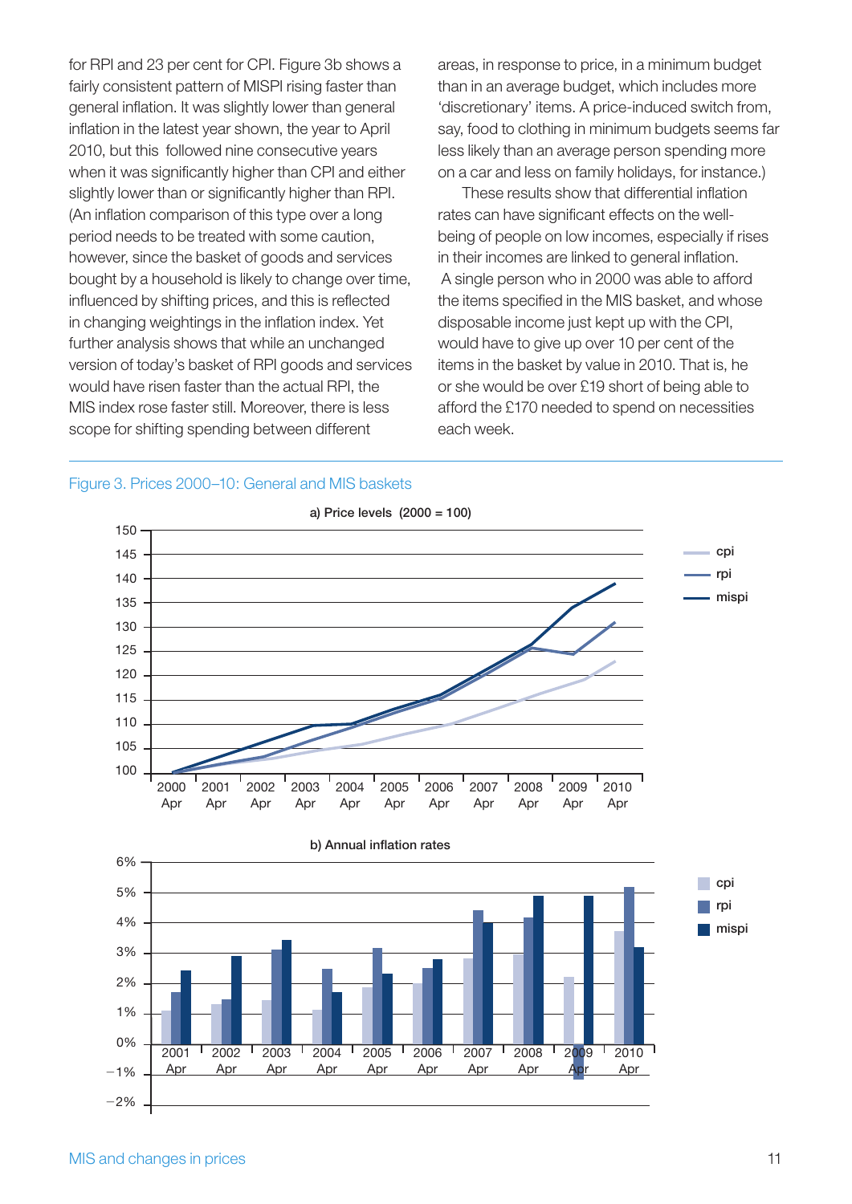for RPI and 23 per cent for CPI. Figure 3b shows a fairly consistent pattern of MISPI rising faster than general inflation. It was slightly lower than general inflation in the latest year shown, the year to April 2010, but this followed nine consecutive years when it was significantly higher than CPI and either slightly lower than or significantly higher than RPI. (An inflation comparison of this type over a long period needs to be treated with some caution, however, since the basket of goods and services bought by a household is likely to change over time, influenced by shifting prices, and this is reflected in changing weightings in the inflation index. Yet further analysis shows that while an unchanged version of today's basket of RPI goods and services would have risen faster than the actual RPI, the MIS index rose faster still. Moreover, there is less scope for shifting spending between different areas, in response to price, in a minimum budget than in an average budget, which includes more 'discretionary' items. A price-induced switch from, say, food to clothing in minimum budgets seems far less likely than an average person spending more on a car and less on family holidays, for instance.)

These results show that differential inflation rates can have significant effects on the well-being of people on low incomes, especially if rises in their incomes are linked to general inflation. A single person who in 2000 was able to afford the items specified in the MIS basket, and whose disposable income just kept up with the CPI, would have to give up over 10 per cent of the items in the basket by value in 2010. That is, he or she would be over £19 short of being able to afford the £170 needed to spend on necessities each week.

Figure 3. Prices 2000–10: General and MIS baskets

a) Price levels (2000 = 100)

b) Annual inflation rates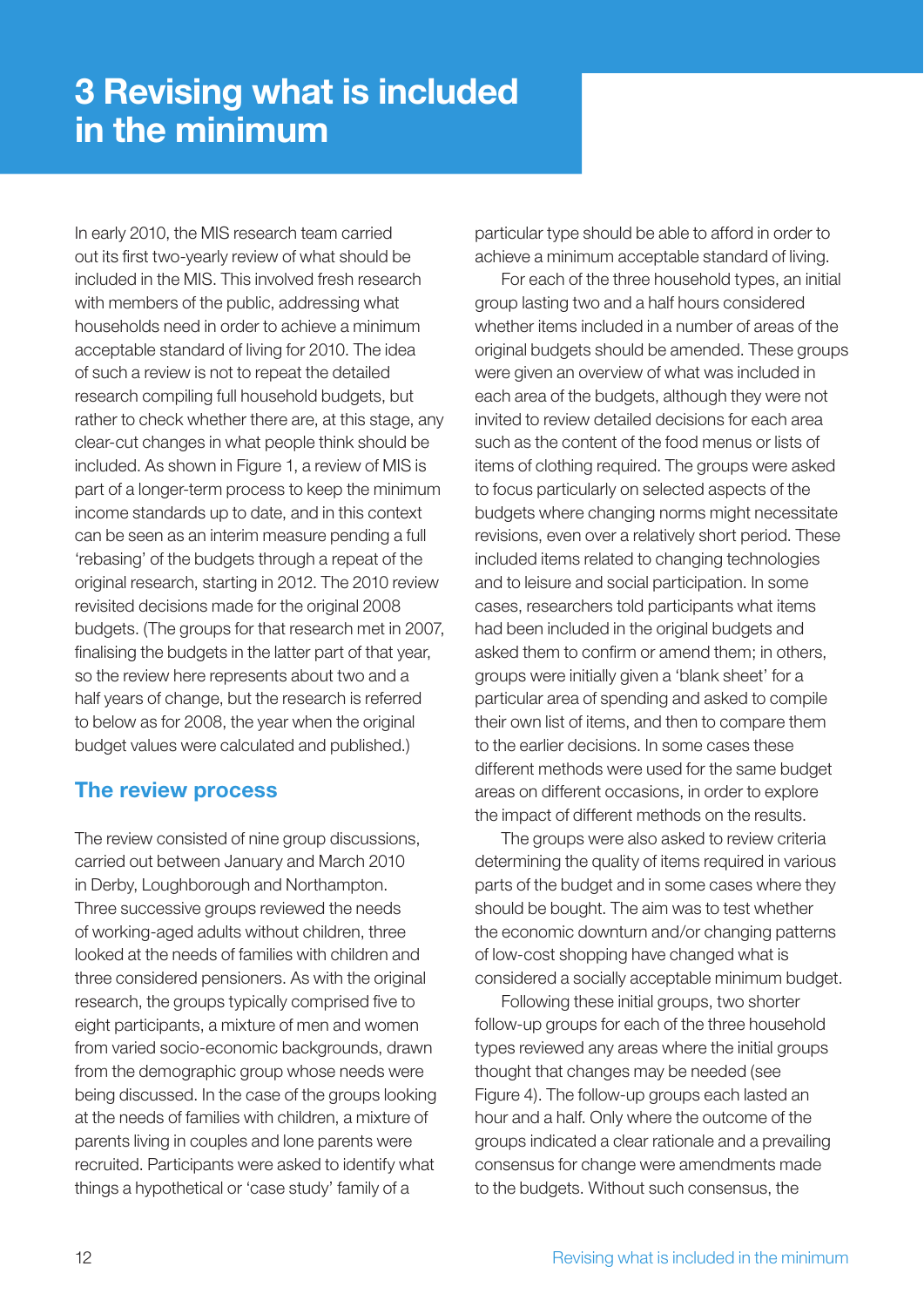# 3 Revising what is included in the minimum

In early 2010, the MIS research team carried out its first two-yearly review of what should be included in the MIS. This involved fresh research with members of the public, addressing what households need in order to achieve a minimum acceptable standard of living for 2010. The idea of such a review is not to repeat the detailed research compiling full household budgets, but rather to check whether there are, at this stage, any clear-cut changes in what people think should be included. As shown in Figure 1, a review of MIS is part of a longer-term process to keep the minimum income standards up to date, and in this context can be seen as an interim measure pending a full 'rebasing' of the budgets through a repeat of the original research, starting in 2012. The 2010 review revisited decisions made for the original 2008 budgets. (The groups for that research met in 2007, finalising the budgets in the latter part of that year, so the review here represents about two and a half years of change, but the research is referred to below as for 2008, the year when the original budget values were calculated and published.)

## The review process

The review consisted of nine group discussions, carried out between January and March 2010 in Derby, Loughborough and Northampton. Three successive groups reviewed the needs of working-aged adults without children, three looked at the needs of families with children and three considered pensioners. As with the original research, the groups typically comprised five to eight participants, a mixture of men and women from varied socio-economic backgrounds, drawn from the demographic group whose needs were being discussed. In the case of the groups looking at the needs of families with children, a mixture of parents living in couples and lone parents were recruited. Participants were asked to identify what things a hypothetical or 'case study' family of a particular type should be able to afford in order to achieve a minimum acceptable standard of living.

For each of the three household types, an initial group lasting two and a half hours considered whether items included in a number of areas of the original budgets should be amended. These groups were given an overview of what was included in each area of the budgets, although they were not invited to review detailed decisions for each area such as the content of the food menus or lists of items of clothing required. The groups were asked to focus particularly on selected aspects of the budgets where changing norms might necessitate revisions, even over a relatively short period. These included items related to changing technologies and to leisure and social participation. In some cases, researchers told participants what items had been included in the original budgets and asked them to confirm or amend them; in others, groups were initially given a 'blank sheet' for a particular area of spending and asked to compile their own list of items, and then to compare them to the earlier decisions. In some cases these different methods were used for the same budget areas on different occasions, in order to explore the impact of different methods on the results.

The groups were also asked to review criteria determining the quality of items required in various parts of the budget and in some cases where they should be bought. The aim was to test whether the economic downturn and/or changing patterns of low-cost shopping have changed what is considered a socially acceptable minimum budget.

Following these initial groups, two shorter follow-up groups for each of the three household types reviewed any areas where the initial groups thought that changes may be needed (see Figure 4). The follow-up groups each lasted an hour and a half. Only where the outcome of the groups indicated a clear rationale and a prevailing consensus for change were amendments made to the budgets. Without such consensus, the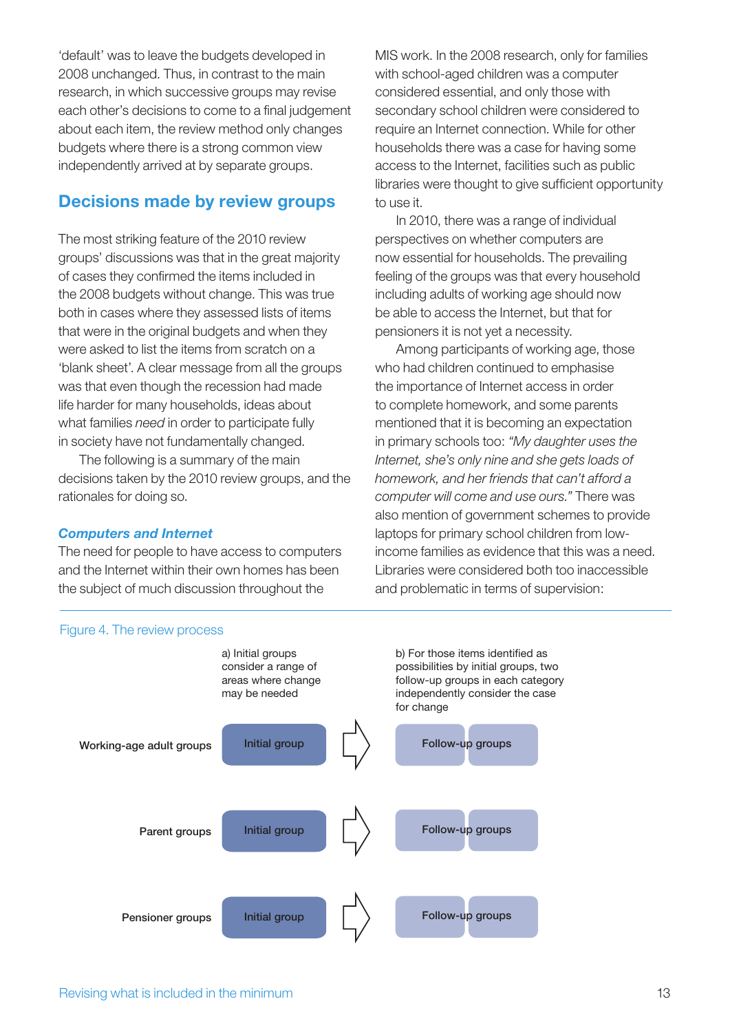'default' was to leave the budgets developed in 2008 unchanged. Thus, in contrast to the main research, in which successive groups may revise each other's decisions to come to a final judgement about each item, the review method only changes budgets where there is a strong common view independently arrived at by separate groups.

## Decisions made by review groups

The most striking feature of the 2010 review groups' discussions was that in the great majority of cases they confirmed the items included in the 2008 budgets without change. This was true both in cases where they assessed lists of items that were in the original budgets and when they were asked to list the items from scratch on a 'blank sheet'. A clear message from all the groups was that even though the recession had made life harder for many households, ideas about what families *need* in order to participate fully in society have not fundamentally changed.

The following is a summary of the main decisions taken by the 2010 review groups, and the rationales for doing so.

### *Computers and Internet*

The need for people to have access to computers and the Internet within their own homes has been the subject of much discussion throughout the MIS work. In the 2008 research, only for families with school-aged children was a computer considered essential, and only those with secondary school children were considered to require an Internet connection. While for other households there was a case for having some access to the Internet, facilities such as public libraries were thought to give sufficient opportunity to use it.

In 2010, there was a range of individual perspectives on whether computers are now essential for households. The prevailing feeling of the groups was that every household including adults of working age should now be able to access the Internet, but that for pensioners it is not yet a necessity.

Among participants of working age, those who had children continued to emphasise the importance of Internet access in order to complete homework, and some parents mentioned that it is becoming an expectation in primary schools too: *"My daughter uses the Internet, she's only nine and she gets loads of homework, and her friends that can't afford a computer will come and use ours."* There was also mention of government schemes to provide laptops for primary school children from low-income families as evidence that this was a need. Libraries were considered both too inaccessible and problematic in terms of supervision:

Figure 4. The review process

| | a) Initial groups consider a range of areas where change may be needed | | b) For those items identified as possibilities by initial groups, two follow-up groups in each category independently consider the case for change |
|---|---|---|---|
| Working-age adult groups | Initial group | ⇨ | Follow-up groups |
| Parent groups | Initial group | ⇨ | Follow-up groups |
| Pensioner groups | Initial group | ⇨ | Follow-up groups |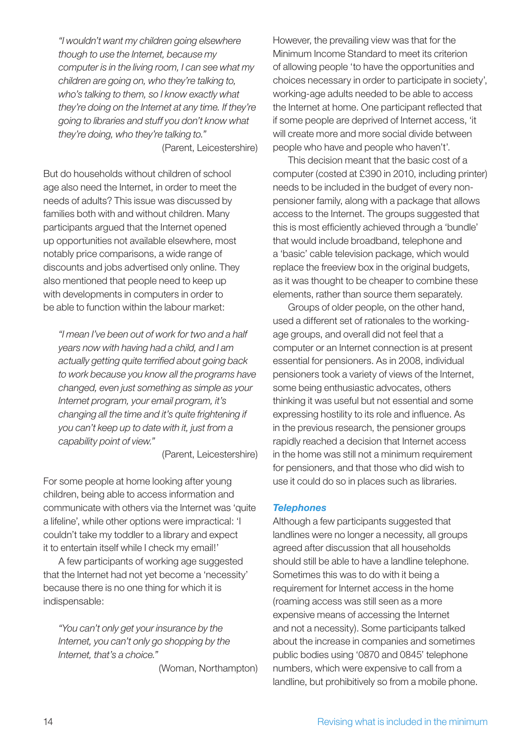> *"I wouldn't want my children going elsewhere though to use the Internet, because my computer is in the living room, I can see what my children are going on, who they're talking to, who's talking to them, so I know exactly what they're doing on the Internet at any time. If they're going to libraries and stuff you don't know what they're doing, who they're talking to."*
>
> (Parent, Leicestershire)

But do households without children of school age also need the Internet, in order to meet the needs of adults? This issue was discussed by families both with and without children. Many participants argued that the Internet opened up opportunities not available elsewhere, most notably price comparisons, a wide range of discounts and jobs advertised only online. They also mentioned that people need to keep up with developments in computers in order to be able to function within the labour market:

> *"I mean I've been out of work for two and a half years now with having had a child, and I am actually getting quite terrified about going back to work because you know all the programs have changed, even just something as simple as your Internet program, your email program, it's changing all the time and it's quite frightening if you can't keep up to date with it, just from a capability point of view."*
>
> (Parent, Leicestershire)

For some people at home looking after young children, being able to access information and communicate with others via the Internet was 'quite a lifeline', while other options were impractical: 'I couldn't take my toddler to a library and expect it to entertain itself while I check my email!'

A few participants of working age suggested that the Internet had not yet become a 'necessity' because there is no one thing for which it is indispensable:

> *"You can't only get your insurance by the Internet, you can't only go shopping by the Internet, that's a choice."*
>
> (Woman, Northampton)

However, the prevailing view was that for the Minimum Income Standard to meet its criterion of allowing people 'to have the opportunities and choices necessary in order to participate in society', working-age adults needed to be able to access the Internet at home. One participant reflected that if some people are deprived of Internet access, 'it will create more and more social divide between people who have and people who haven't'.

This decision meant that the basic cost of a computer (costed at £390 in 2010, including printer) needs to be included in the budget of every non-pensioner family, along with a package that allows access to the Internet. The groups suggested that this is most efficiently achieved through a 'bundle' that would include broadband, telephone and a 'basic' cable television package, which would replace the freeview box in the original budgets, as it was thought to be cheaper to combine these elements, rather than source them separately.

Groups of older people, on the other hand, used a different set of rationales to the working-age groups, and overall did not feel that a computer or an Internet connection is at present essential for pensioners. As in 2008, individual pensioners took a variety of views of the Internet, some being enthusiastic advocates, others thinking it was useful but not essential and some expressing hostility to its role and influence. As in the previous research, the pensioner groups rapidly reached a decision that Internet access in the home was still not a minimum requirement for pensioners, and that those who did wish to use it could do so in places such as libraries.

### *Telephones*

Although a few participants suggested that landlines were no longer a necessity, all groups agreed after discussion that all households should still be able to have a landline telephone. Sometimes this was to do with it being a requirement for Internet access in the home (roaming access was still seen as a more expensive means of accessing the Internet and not a necessity). Some participants talked about the increase in companies and sometimes public bodies using '0870 and 0845' telephone numbers, which were expensive to call from a landline, but prohibitively so from a mobile phone.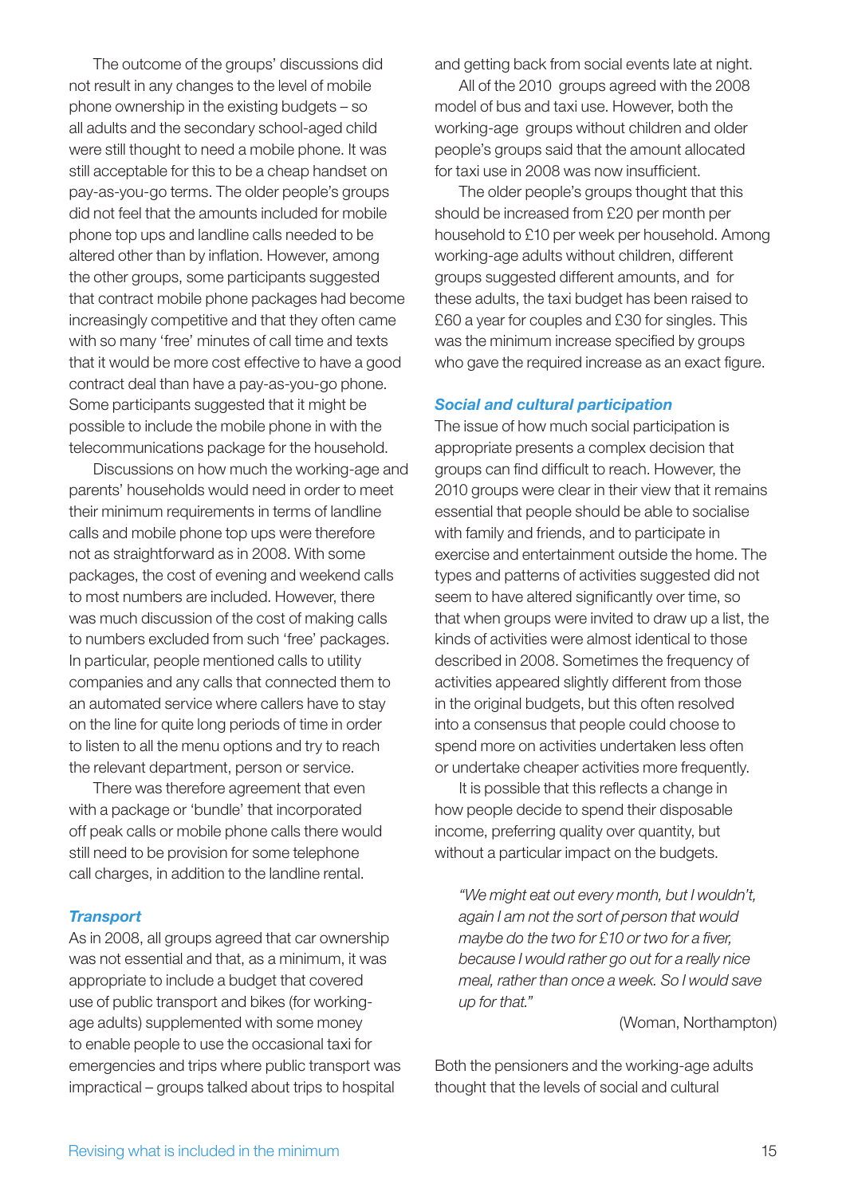The outcome of the groups' discussions did not result in any changes to the level of mobile phone ownership in the existing budgets – so all adults and the secondary school-aged child were still thought to need a mobile phone. It was still acceptable for this to be a cheap handset on pay-as-you-go terms. The older people's groups did not feel that the amounts included for mobile phone top ups and landline calls needed to be altered other than by inflation. However, among the other groups, some participants suggested that contract mobile phone packages had become increasingly competitive and that they often came with so many 'free' minutes of call time and texts that it would be more cost effective to have a good contract deal than have a pay-as-you-go phone. Some participants suggested that it might be possible to include the mobile phone in with the telecommunications package for the household.

Discussions on how much the working-age and parents' households would need in order to meet their minimum requirements in terms of landline calls and mobile phone top ups were therefore not as straightforward as in 2008. With some packages, the cost of evening and weekend calls to most numbers are included. However, there was much discussion of the cost of making calls to numbers excluded from such 'free' packages. In particular, people mentioned calls to utility companies and any calls that connected them to an automated service where callers have to stay on the line for quite long periods of time in order to listen to all the menu options and try to reach the relevant department, person or service.

There was therefore agreement that even with a package or 'bundle' that incorporated off peak calls or mobile phone calls there would still need to be provision for some telephone call charges, in addition to the landline rental.

### *Transport*

As in 2008, all groups agreed that car ownership was not essential and that, as a minimum, it was appropriate to include a budget that covered use of public transport and bikes (for working-age adults) supplemented with some money to enable people to use the occasional taxi for emergencies and trips where public transport was impractical – groups talked about trips to hospital and getting back from social events late at night.

All of the 2010 groups agreed with the 2008 model of bus and taxi use. However, both the working-age groups without children and older people's groups said that the amount allocated for taxi use in 2008 was now insufficient.

The older people's groups thought that this should be increased from £20 per month per household to £10 per week per household. Among working-age adults without children, different groups suggested different amounts, and for these adults, the taxi budget has been raised to £60 a year for couples and £30 for singles. This was the minimum increase specified by groups who gave the required increase as an exact figure.

### *Social and cultural participation*

The issue of how much social participation is appropriate presents a complex decision that groups can find difficult to reach. However, the 2010 groups were clear in their view that it remains essential that people should be able to socialise with family and friends, and to participate in exercise and entertainment outside the home. The types and patterns of activities suggested did not seem to have altered significantly over time, so that when groups were invited to draw up a list, the kinds of activities were almost identical to those described in 2008. Sometimes the frequency of activities appeared slightly different from those in the original budgets, but this often resolved into a consensus that people could choose to spend more on activities undertaken less often or undertake cheaper activities more frequently.

It is possible that this reflects a change in how people decide to spend their disposable income, preferring quality over quantity, but without a particular impact on the budgets.

> *"We might eat out every month, but I wouldn't, again I am not the sort of person that would maybe do the two for £10 or two for a fiver, because I would rather go out for a really nice meal, rather than once a week. So I would save up for that."*
>
> (Woman, Northampton)

Both the pensioners and the working-age adults thought that the levels of social and cultural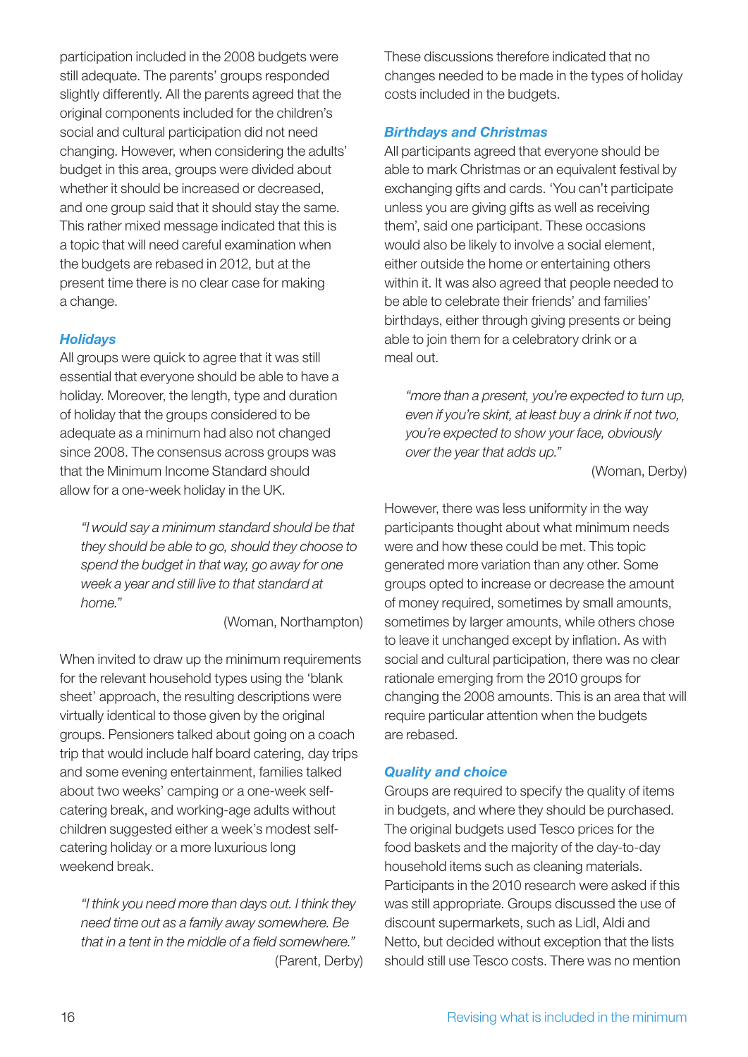participation included in the 2008 budgets were still adequate. The parents' groups responded slightly differently. All the parents agreed that the original components included for the children's social and cultural participation did not need changing. However, when considering the adults' budget in this area, groups were divided about whether it should be increased or decreased, and one group said that it should stay the same. This rather mixed message indicated that this is a topic that will need careful examination when the budgets are rebased in 2012, but at the present time there is no clear case for making a change.

### *Holidays*

All groups were quick to agree that it was still essential that everyone should be able to have a holiday. Moreover, the length, type and duration of holiday that the groups considered to be adequate as a minimum had also not changed since 2008. The consensus across groups was that the Minimum Income Standard should allow for a one-week holiday in the UK.

> *"I would say a minimum standard should be that they should be able to go, should they choose to spend the budget in that way, go away for one week a year and still live to that standard at home."*
>
> (Woman, Northampton)

When invited to draw up the minimum requirements for the relevant household types using the 'blank sheet' approach, the resulting descriptions were virtually identical to those given by the original groups. Pensioners talked about going on a coach trip that would include half board catering, day trips and some evening entertainment, families talked about two weeks' camping or a one-week self-catering break, and working-age adults without children suggested either a week's modest self-catering holiday or a more luxurious long weekend break.

> *"I think you need more than days out. I think they need time out as a family away somewhere. Be that in a tent in the middle of a field somewhere."*
>
> (Parent, Derby)

These discussions therefore indicated that no changes needed to be made in the types of holiday costs included in the budgets.

### *Birthdays and Christmas*

All participants agreed that everyone should be able to mark Christmas or an equivalent festival by exchanging gifts and cards. 'You can't participate unless you are giving gifts as well as receiving them', said one participant. These occasions would also be likely to involve a social element, either outside the home or entertaining others within it. It was also agreed that people needed to be able to celebrate their friends' and families' birthdays, either through giving presents or being able to join them for a celebratory drink or a meal out.

> *"more than a present, you're expected to turn up, even if you're skint, at least buy a drink if not two, you're expected to show your face, obviously over the year that adds up."*
>
> (Woman, Derby)

However, there was less uniformity in the way participants thought about what minimum needs were and how these could be met. This topic generated more variation than any other. Some groups opted to increase or decrease the amount of money required, sometimes by small amounts, sometimes by larger amounts, while others chose to leave it unchanged except by inflation. As with social and cultural participation, there was no clear rationale emerging from the 2010 groups for changing the 2008 amounts. This is an area that will require particular attention when the budgets are rebased.

### *Quality and choice*

Groups are required to specify the quality of items in budgets, and where they should be purchased. The original budgets used Tesco prices for the food baskets and the majority of the day-to-day household items such as cleaning materials. Participants in the 2010 research were asked if this was still appropriate. Groups discussed the use of discount supermarkets, such as Lidl, Aldi and Netto, but decided without exception that the lists should still use Tesco costs. There was no mention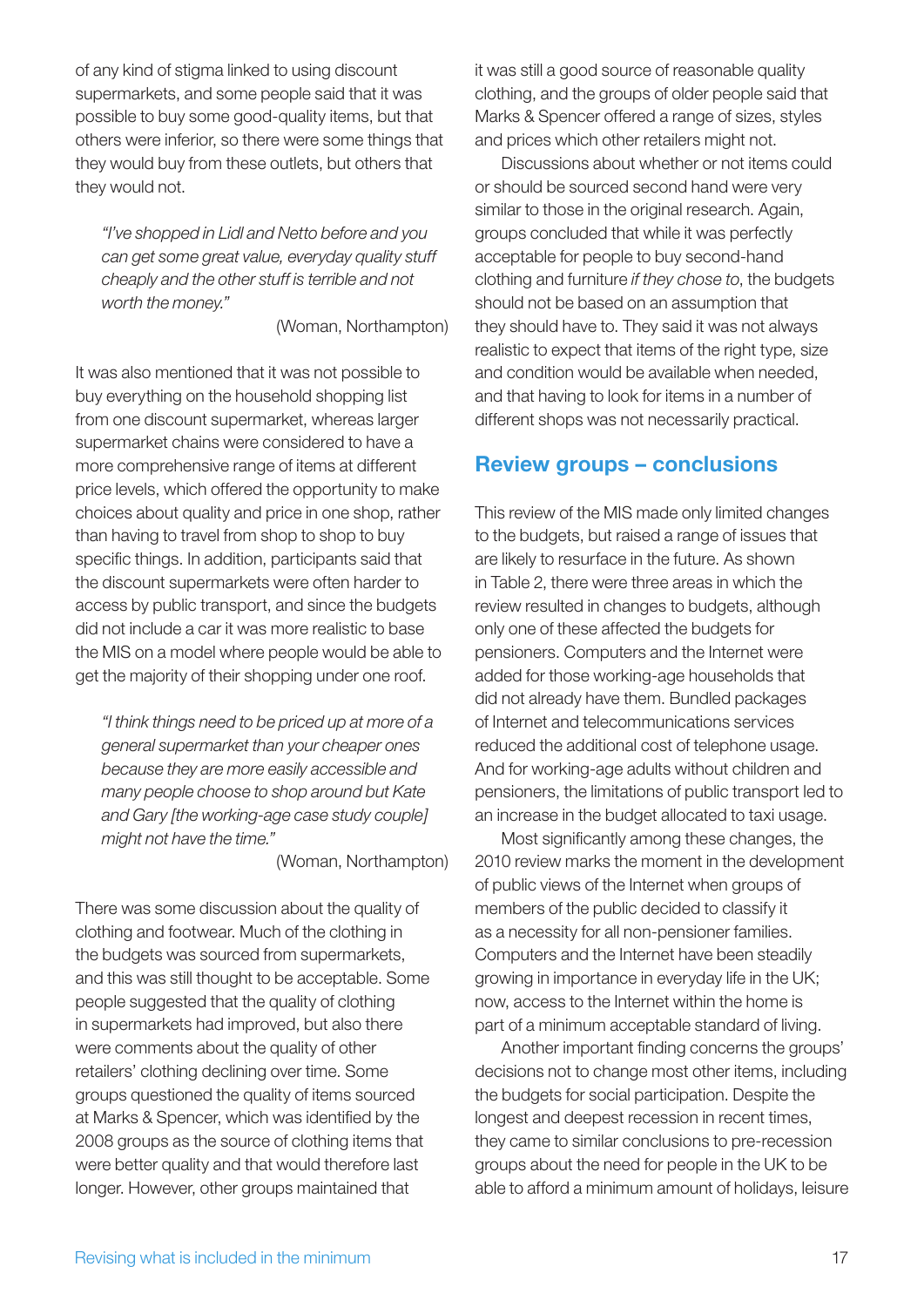of any kind of stigma linked to using discount supermarkets, and some people said that it was possible to buy some good-quality items, but that others were inferior, so there were some things that they would buy from these outlets, but others that they would not.

> *"I've shopped in Lidl and Netto before and you can get some great value, everyday quality stuff cheaply and the other stuff is terrible and not worth the money."*
>
> (Woman, Northampton)

It was also mentioned that it was not possible to buy everything on the household shopping list from one discount supermarket, whereas larger supermarket chains were considered to have a more comprehensive range of items at different price levels, which offered the opportunity to make choices about quality and price in one shop, rather than having to travel from shop to shop to buy specific things. In addition, participants said that the discount supermarkets were often harder to access by public transport, and since the budgets did not include a car it was more realistic to base the MIS on a model where people would be able to get the majority of their shopping under one roof.

> *"I think things need to be priced up at more of a general supermarket than your cheaper ones because they are more easily accessible and many people choose to shop around but Kate and Gary [the working-age case study couple] might not have the time."*
>
> (Woman, Northampton)

There was some discussion about the quality of clothing and footwear. Much of the clothing in the budgets was sourced from supermarkets, and this was still thought to be acceptable. Some people suggested that the quality of clothing in supermarkets had improved, but also there were comments about the quality of other retailers' clothing declining over time. Some groups questioned the quality of items sourced at Marks & Spencer, which was identified by the 2008 groups as the source of clothing items that were better quality and that would therefore last longer. However, other groups maintained that it was still a good source of reasonable quality clothing, and the groups of older people said that Marks & Spencer offered a range of sizes, styles and prices which other retailers might not.

Discussions about whether or not items could or should be sourced second hand were very similar to those in the original research. Again, groups concluded that while it was perfectly acceptable for people to buy second-hand clothing and furniture *if they chose to*, the budgets should not be based on an assumption that they should have to. They said it was not always realistic to expect that items of the right type, size and condition would be available when needed, and that having to look for items in a number of different shops was not necessarily practical.

## Review groups – conclusions

This review of the MIS made only limited changes to the budgets, but raised a range of issues that are likely to resurface in the future. As shown in Table 2, there were three areas in which the review resulted in changes to budgets, although only one of these affected the budgets for pensioners. Computers and the Internet were added for those working-age households that did not already have them. Bundled packages of Internet and telecommunications services reduced the additional cost of telephone usage. And for working-age adults without children and pensioners, the limitations of public transport led to an increase in the budget allocated to taxi usage.

Most significantly among these changes, the 2010 review marks the moment in the development of public views of the Internet when groups of members of the public decided to classify it as a necessity for all non-pensioner families. Computers and the Internet have been steadily growing in importance in everyday life in the UK; now, access to the Internet within the home is part of a minimum acceptable standard of living.

Another important finding concerns the groups' decisions not to change most other items, including the budgets for social participation. Despite the longest and deepest recession in recent times, they came to similar conclusions to pre-recession groups about the need for people in the UK to be able to afford a minimum amount of holidays, leisure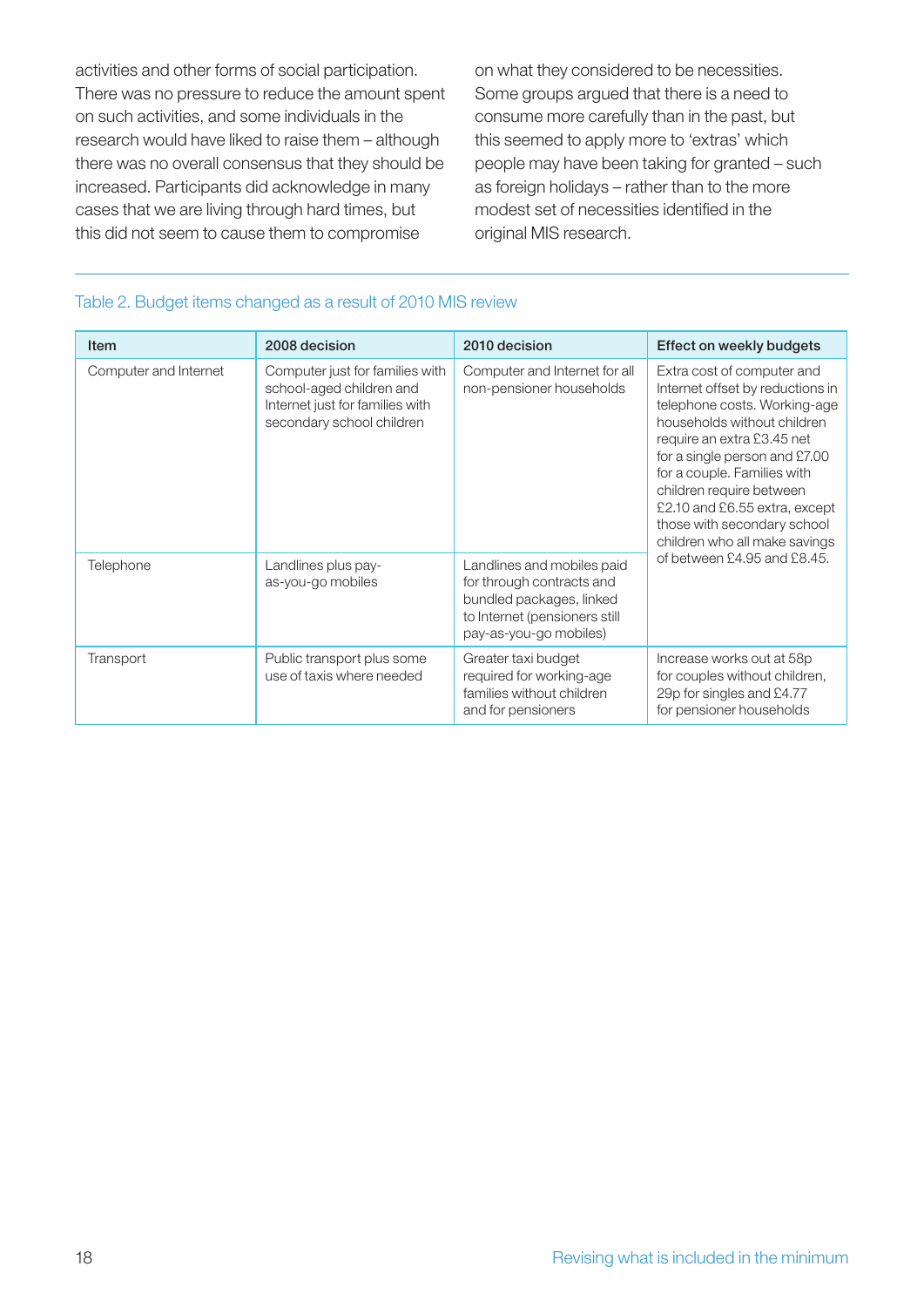activities and other forms of social participation. There was no pressure to reduce the amount spent on such activities, and some individuals in the research would have liked to raise them – although there was no overall consensus that they should be increased. Participants did acknowledge in many cases that we are living through hard times, but this did not seem to cause them to compromise on what they considered to be necessities. Some groups argued that there is a need to consume more carefully than in the past, but this seemed to apply more to 'extras' which people may have been taking for granted – such as foreign holidays – rather than to the more modest set of necessities identified in the original MIS research.

Table 2. Budget items changed as a result of 2010 MIS review

| Item | 2008 decision | 2010 decision | Effect on weekly budgets |
|---|---|---|---|
| Computer and Internet | Computer just for families with school-aged children and Internet just for families with secondary school children | Computer and Internet for all non-pensioner households | Extra cost of computer and Internet offset by reductions in telephone costs. Working-age households without children require an extra £3.45 net for a single person and £7.00 for a couple. Families with children require between £2.10 and £6.55 extra, except those with secondary school children who all make savings of between £4.95 and £8.45. |
| Telephone | Landlines plus pay-as-you-go mobiles | Landlines and mobiles paid for through contracts and bundled packages, linked to Internet (pensioners still pay-as-you-go mobiles) | |
| Transport | Public transport plus some use of taxis where needed | Greater taxi budget required for working-age families without children and for pensioners | Increase works out at 58p for couples without children, 29p for singles and £4.77 for pensioner households |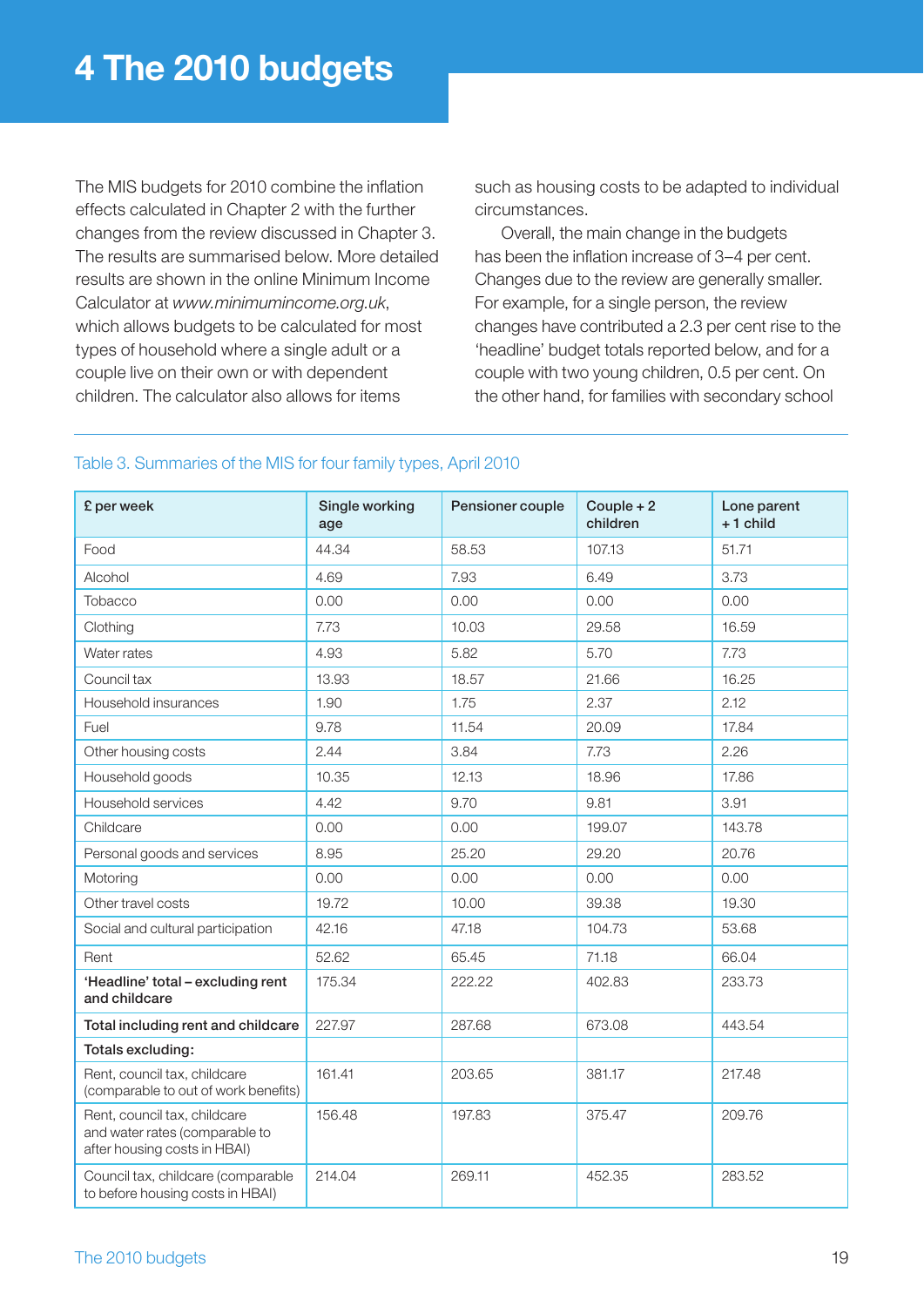# 4 The 2010 budgets

The MIS budgets for 2010 combine the inflation effects calculated in Chapter 2 with the further changes from the review discussed in Chapter 3. The results are summarised below. More detailed results are shown in the online Minimum Income Calculator at *www.minimumincome.org.uk*, which allows budgets to be calculated for most types of household where a single adult or a couple live on their own or with dependent children. The calculator also allows for items such as housing costs to be adapted to individual circumstances.

Overall, the main change in the budgets has been the inflation increase of 3–4 per cent. Changes due to the review are generally smaller. For example, for a single person, the review changes have contributed a 2.3 per cent rise to the 'headline' budget totals reported below, and for a couple with two young children, 0.5 per cent. On the other hand, for families with secondary school

Table 3. Summaries of the MIS for four family types, April 2010

| £ per week | Single working age | Pensioner couple | Couple + 2 children | Lone parent + 1 child |
|---|---|---|---|---|
| Food | 44.34 | 58.53 | 107.13 | 51.71 |
| Alcohol | 4.69 | 7.93 | 6.49 | 3.73 |
| Tobacco | 0.00 | 0.00 | 0.00 | 0.00 |
| Clothing | 7.73 | 10.03 | 29.58 | 16.59 |
| Water rates | 4.93 | 5.82 | 5.70 | 7.73 |
| Council tax | 13.93 | 18.57 | 21.66 | 16.25 |
| Household insurances | 1.90 | 1.75 | 2.37 | 2.12 |
| Fuel | 9.78 | 11.54 | 20.09 | 17.84 |
| Other housing costs | 2.44 | 3.84 | 7.73 | 2.26 |
| Household goods | 10.35 | 12.13 | 18.96 | 17.86 |
| Household services | 4.42 | 9.70 | 9.81 | 3.91 |
| Childcare | 0.00 | 0.00 | 199.07 | 143.78 |
| Personal goods and services | 8.95 | 25.20 | 29.20 | 20.76 |
| Motoring | 0.00 | 0.00 | 0.00 | 0.00 |
| Other travel costs | 19.72 | 10.00 | 39.38 | 19.30 |
| Social and cultural participation | 42.16 | 47.18 | 104.73 | 53.68 |
| Rent | 52.62 | 65.45 | 71.18 | 66.04 |
| **'Headline' total – excluding rent and childcare** | 175.34 | 222.22 | 402.83 | 233.73 |
| **Total including rent and childcare** | 227.97 | 287.68 | 673.08 | 443.54 |
| **Totals excluding:** | | | | |
| Rent, council tax, childcare (comparable to out of work benefits) | 161.41 | 203.65 | 381.17 | 217.48 |
| Rent, council tax, childcare and water rates (comparable to after housing costs in HBAI) | 156.48 | 197.83 | 375.47 | 209.76 |
| Council tax, childcare (comparable to before housing costs in HBAI) | 214.04 | 269.11 | 452.35 | 283.52 |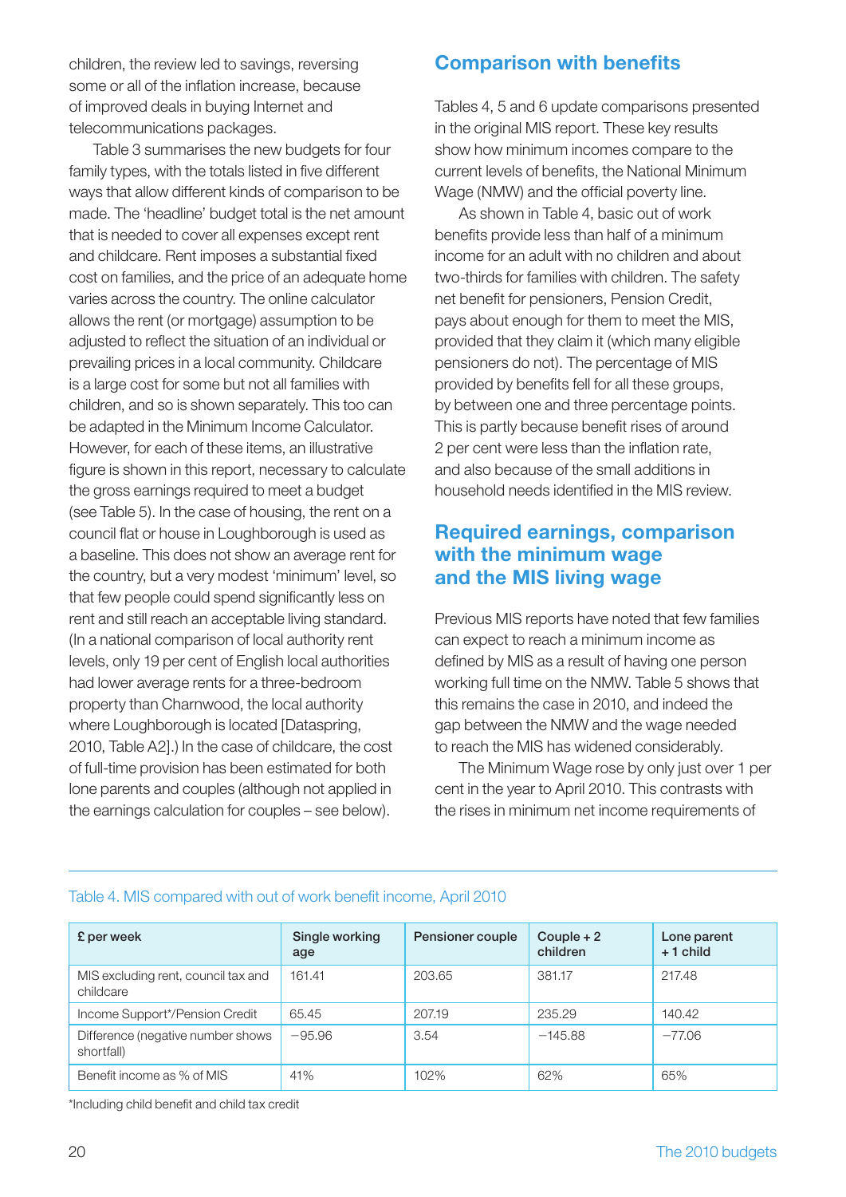children, the review led to savings, reversing some or all of the inflation increase, because of improved deals in buying Internet and telecommunications packages.

Table 3 summarises the new budgets for four family types, with the totals listed in five different ways that allow different kinds of comparison to be made. The 'headline' budget total is the net amount that is needed to cover all expenses except rent and childcare. Rent imposes a substantial fixed cost on families, and the price of an adequate home varies across the country. The online calculator allows the rent (or mortgage) assumption to be adjusted to reflect the situation of an individual or prevailing prices in a local community. Childcare is a large cost for some but not all families with children, and so is shown separately. This too can be adapted in the Minimum Income Calculator. However, for each of these items, an illustrative figure is shown in this report, necessary to calculate the gross earnings required to meet a budget (see Table 5). In the case of housing, the rent on a council flat or house in Loughborough is used as a baseline. This does not show an average rent for the country, but a very modest 'minimum' level, so that few people could spend significantly less on rent and still reach an acceptable living standard. (In a national comparison of local authority rent levels, only 19 per cent of English local authorities had lower average rents for a three-bedroom property than Charnwood, the local authority where Loughborough is located [Dataspring, 2010, Table A2].) In the case of childcare, the cost of full-time provision has been estimated for both lone parents and couples (although not applied in the earnings calculation for couples – see below).

## Comparison with benefits

Tables 4, 5 and 6 update comparisons presented in the original MIS report. These key results show how minimum incomes compare to the current levels of benefits, the National Minimum Wage (NMW) and the official poverty line.

As shown in Table 4, basic out of work benefits provide less than half of a minimum income for an adult with no children and about two-thirds for families with children. The safety net benefit for pensioners, Pension Credit, pays about enough for them to meet the MIS, provided that they claim it (which many eligible pensioners do not). The percentage of MIS provided by benefits fell for all these groups, by between one and three percentage points. This is partly because benefit rises of around 2 per cent were less than the inflation rate, and also because of the small additions in household needs identified in the MIS review.

## Required earnings, comparison with the minimum wage and the MIS living wage

Previous MIS reports have noted that few families can expect to reach a minimum income as defined by MIS as a result of having one person working full time on the NMW. Table 5 shows that this remains the case in 2010, and indeed the gap between the NMW and the wage needed to reach the MIS has widened considerably.

The Minimum Wage rose by only just over 1 per cent in the year to April 2010. This contrasts with the rises in minimum net income requirements of

Table 4. MIS compared with out of work benefit income, April 2010

| £ per week | Single working age | Pensioner couple | Couple + 2 children | Lone parent + 1 child |
|---|---|---|---|---|
| MIS excluding rent, council tax and childcare | 161.41 | 203.65 | 381.17 | 217.48 |
| Income Support*/Pension Credit | 65.45 | 207.19 | 235.29 | 140.42 |
| Difference (negative number shows shortfall) | −95.96 | 3.54 | −145.88 | −77.06 |
| Benefit income as % of MIS | 41% | 102% | 62% | 65% |

*Including child benefit and child tax credit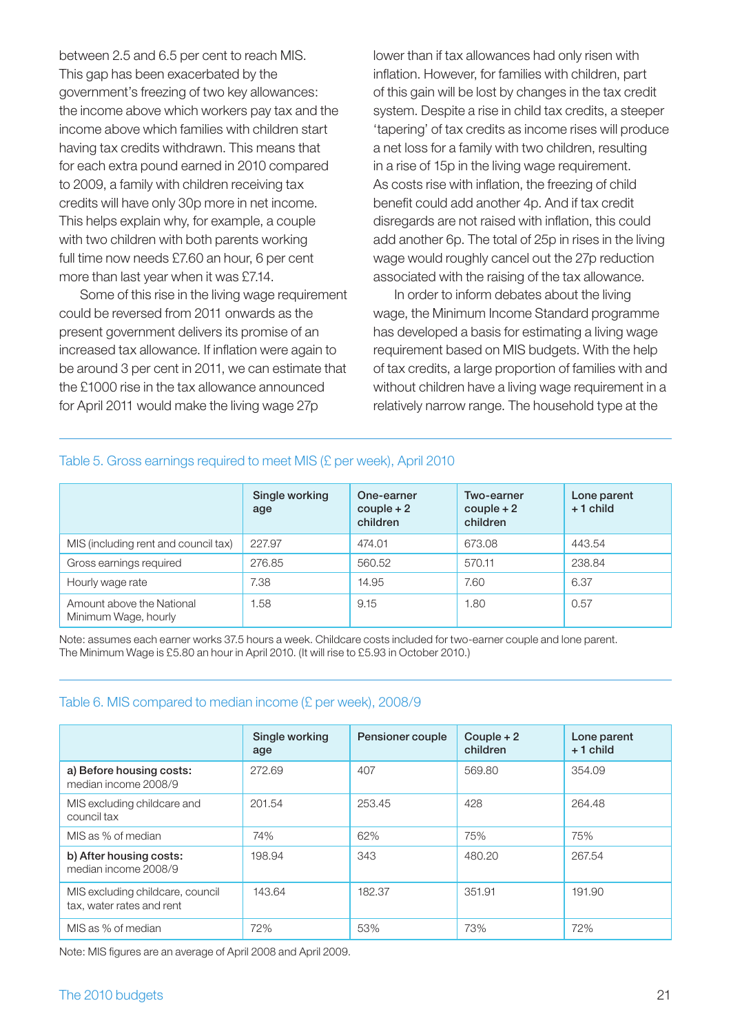between 2.5 and 6.5 per cent to reach MIS. This gap has been exacerbated by the government's freezing of two key allowances: the income above which workers pay tax and the income above which families with children start having tax credits withdrawn. This means that for each extra pound earned in 2010 compared to 2009, a family with children receiving tax credits will have only 30p more in net income. This helps explain why, for example, a couple with two children with both parents working full time now needs £7.60 an hour, 6 per cent more than last year when it was £7.14.

Some of this rise in the living wage requirement could be reversed from 2011 onwards as the present government delivers its promise of an increased tax allowance. If inflation were again to be around 3 per cent in 2011, we can estimate that the £1000 rise in the tax allowance announced for April 2011 would make the living wage 27p lower than if tax allowances had only risen with inflation. However, for families with children, part of this gain will be lost by changes in the tax credit system. Despite a rise in child tax credits, a steeper 'tapering' of tax credits as income rises will produce a net loss for a family with two children, resulting in a rise of 15p in the living wage requirement. As costs rise with inflation, the freezing of child benefit could add another 4p. And if tax credit disregards are not raised with inflation, this could add another 6p. The total of 25p in rises in the living wage would roughly cancel out the 27p reduction associated with the raising of the tax allowance.

In order to inform debates about the living wage, the Minimum Income Standard programme has developed a basis for estimating a living wage requirement based on MIS budgets. With the help of tax credits, a large proportion of families with and without children have a living wage requirement in a relatively narrow range. The household type at the

Table 5. Gross earnings required to meet MIS (£ per week), April 2010

| | Single working age | One-earner couple + 2 children | Two-earner couple + 2 children | Lone parent + 1 child |
|---|---|---|---|---|
| MIS (including rent and council tax) | 227.97 | 474.01 | 673.08 | 443.54 |
| Gross earnings required | 276.85 | 560.52 | 570.11 | 238.84 |
| Hourly wage rate | 7.38 | 14.95 | 7.60 | 6.37 |
| Amount above the National Minimum Wage, hourly | 1.58 | 9.15 | 1.80 | 0.57 |

Note: assumes each earner works 37.5 hours a week. Childcare costs included for two-earner couple and lone parent. The Minimum Wage is £5.80 an hour in April 2010. (It will rise to £5.93 in October 2010.)

Table 6. MIS compared to median income (£ per week), 2008/9

| | Single working age | Pensioner couple | Couple + 2 children | Lone parent + 1 child |
|---|---|---|---|---|
| **a) Before housing costs:** median income 2008/9 | 272.69 | 407 | 569.80 | 354.09 |
| MIS excluding childcare and council tax | 201.54 | 253.45 | 428 | 264.48 |
| MIS as % of median | 74% | 62% | 75% | 75% |
| **b) After housing costs:** median income 2008/9 | 198.94 | 343 | 480.20 | 267.54 |
| MIS excluding childcare, council tax, water rates and rent | 143.64 | 182.37 | 351.91 | 191.90 |
| MIS as % of median | 72% | 53% | 73% | 72% |

Note: MIS figures are an average of April 2008 and April 2009.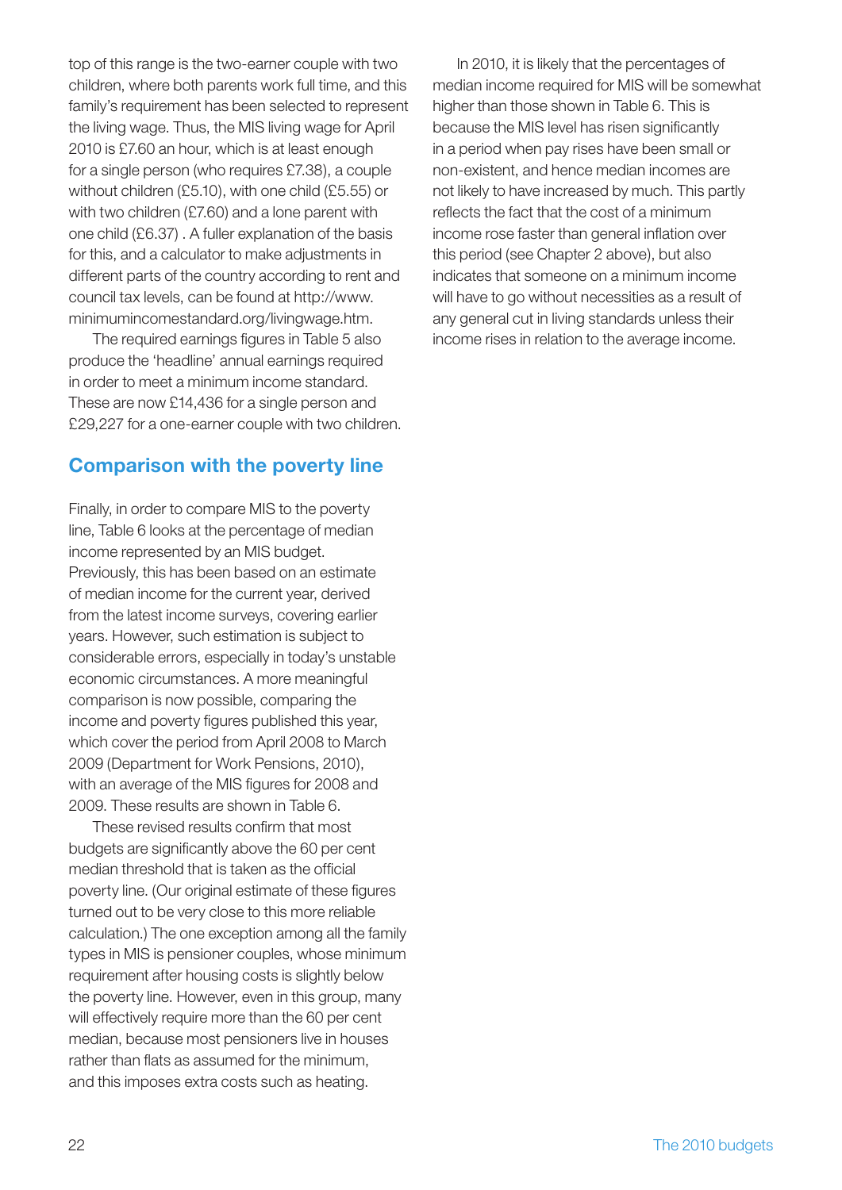top of this range is the two-earner couple with two children, where both parents work full time, and this family's requirement has been selected to represent the living wage. Thus, the MIS living wage for April 2010 is £7.60 an hour, which is at least enough for a single person (who requires £7.38), a couple without children (£5.10), with one child (£5.55) or with two children (£7.60) and a lone parent with one child (£6.37) . A fuller explanation of the basis for this, and a calculator to make adjustments in different parts of the country according to rent and council tax levels, can be found at http://www.minimumincomestandard.org/livingwage.htm.

The required earnings figures in Table 5 also produce the 'headline' annual earnings required in order to meet a minimum income standard. These are now £14,436 for a single person and £29,227 for a one-earner couple with two children.

## Comparison with the poverty line

Finally, in order to compare MIS to the poverty line, Table 6 looks at the percentage of median income represented by an MIS budget. Previously, this has been based on an estimate of median income for the current year, derived from the latest income surveys, covering earlier years. However, such estimation is subject to considerable errors, especially in today's unstable economic circumstances. A more meaningful comparison is now possible, comparing the income and poverty figures published this year, which cover the period from April 2008 to March 2009 (Department for Work Pensions, 2010), with an average of the MIS figures for 2008 and 2009. These results are shown in Table 6.

These revised results confirm that most budgets are significantly above the 60 per cent median threshold that is taken as the official poverty line. (Our original estimate of these figures turned out to be very close to this more reliable calculation.) The one exception among all the family types in MIS is pensioner couples, whose minimum requirement after housing costs is slightly below the poverty line. However, even in this group, many will effectively require more than the 60 per cent median, because most pensioners live in houses rather than flats as assumed for the minimum, and this imposes extra costs such as heating.

In 2010, it is likely that the percentages of median income required for MIS will be somewhat higher than those shown in Table 6. This is because the MIS level has risen significantly in a period when pay rises have been small or non-existent, and hence median incomes are not likely to have increased by much. This partly reflects the fact that the cost of a minimum income rose faster than general inflation over this period (see Chapter 2 above), but also indicates that someone on a minimum income will have to go without necessities as a result of any general cut in living standards unless their income rises in relation to the average income.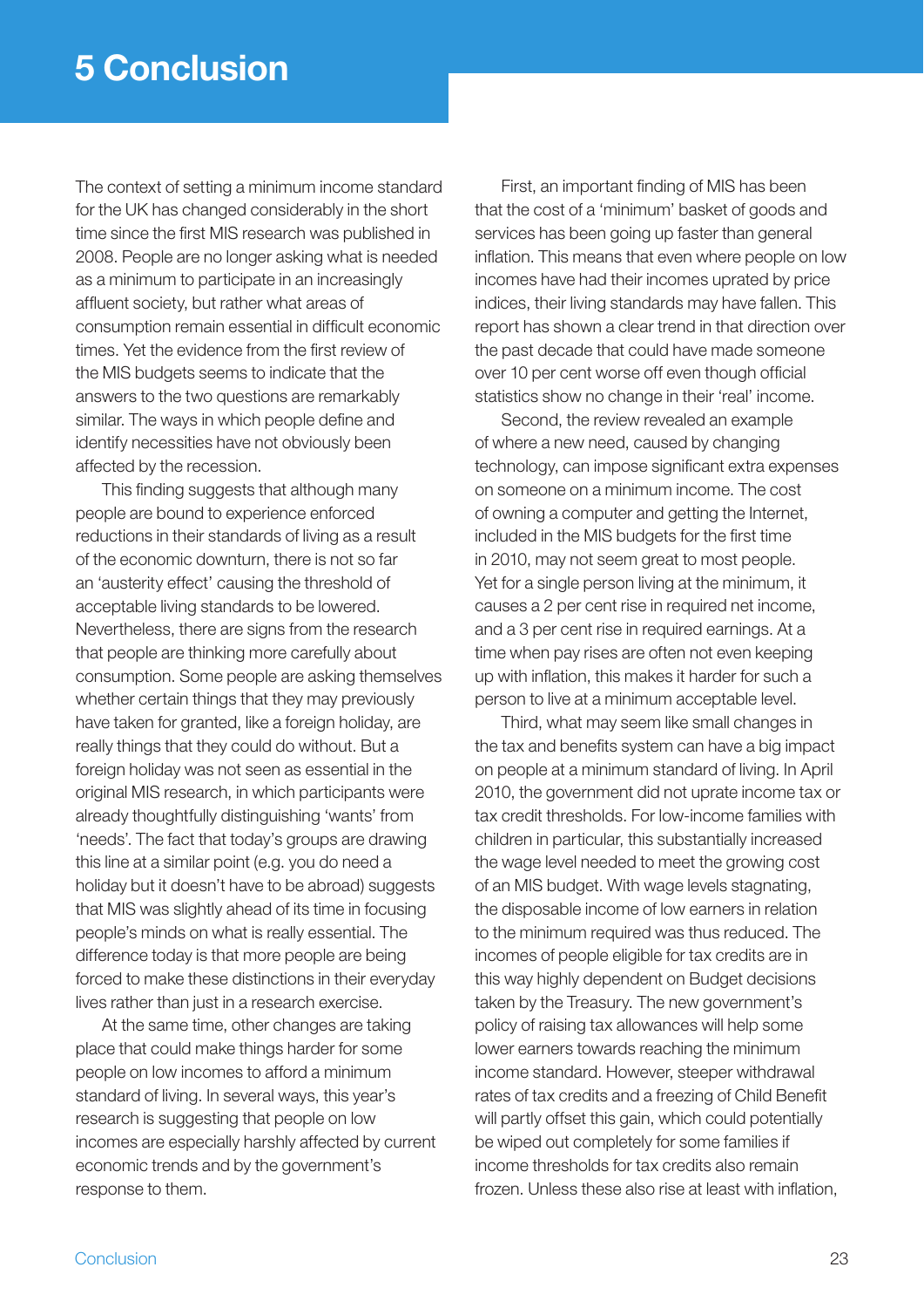# 5 Conclusion

The context of setting a minimum income standard for the UK has changed considerably in the short time since the first MIS research was published in 2008. People are no longer asking what is needed as a minimum to participate in an increasingly affluent society, but rather what areas of consumption remain essential in difficult economic times. Yet the evidence from the first review of the MIS budgets seems to indicate that the answers to the two questions are remarkably similar. The ways in which people define and identify necessities have not obviously been affected by the recession.

This finding suggests that although many people are bound to experience enforced reductions in their standards of living as a result of the economic downturn, there is not so far an 'austerity effect' causing the threshold of acceptable living standards to be lowered. Nevertheless, there are signs from the research that people are thinking more carefully about consumption. Some people are asking themselves whether certain things that they may previously have taken for granted, like a foreign holiday, are really things that they could do without. But a foreign holiday was not seen as essential in the original MIS research, in which participants were already thoughtfully distinguishing 'wants' from 'needs'. The fact that today's groups are drawing this line at a similar point (e.g. you do need a holiday but it doesn't have to be abroad) suggests that MIS was slightly ahead of its time in focusing people's minds on what is really essential. The difference today is that more people are being forced to make these distinctions in their everyday lives rather than just in a research exercise.

At the same time, other changes are taking place that could make things harder for some people on low incomes to afford a minimum standard of living. In several ways, this year's research is suggesting that people on low incomes are especially harshly affected by current economic trends and by the government's response to them.

First, an important finding of MIS has been that the cost of a 'minimum' basket of goods and services has been going up faster than general inflation. This means that even where people on low incomes have had their incomes uprated by price indices, their living standards may have fallen. This report has shown a clear trend in that direction over the past decade that could have made someone over 10 per cent worse off even though official statistics show no change in their 'real' income.

Second, the review revealed an example of where a new need, caused by changing technology, can impose significant extra expenses on someone on a minimum income. The cost of owning a computer and getting the Internet, included in the MIS budgets for the first time in 2010, may not seem great to most people. Yet for a single person living at the minimum, it causes a 2 per cent rise in required net income, and a 3 per cent rise in required earnings. At a time when pay rises are often not even keeping up with inflation, this makes it harder for such a person to live at a minimum acceptable level.

Third, what may seem like small changes in the tax and benefits system can have a big impact on people at a minimum standard of living. In April 2010, the government did not uprate income tax or tax credit thresholds. For low-income families with children in particular, this substantially increased the wage level needed to meet the growing cost of an MIS budget. With wage levels stagnating, the disposable income of low earners in relation to the minimum required was thus reduced. The incomes of people eligible for tax credits are in this way highly dependent on Budget decisions taken by the Treasury. The new government's policy of raising tax allowances will help some lower earners towards reaching the minimum income standard. However, steeper withdrawal rates of tax credits and a freezing of Child Benefit will partly offset this gain, which could potentially be wiped out completely for some families if income thresholds for tax credits also remain frozen. Unless these also rise at least with inflation,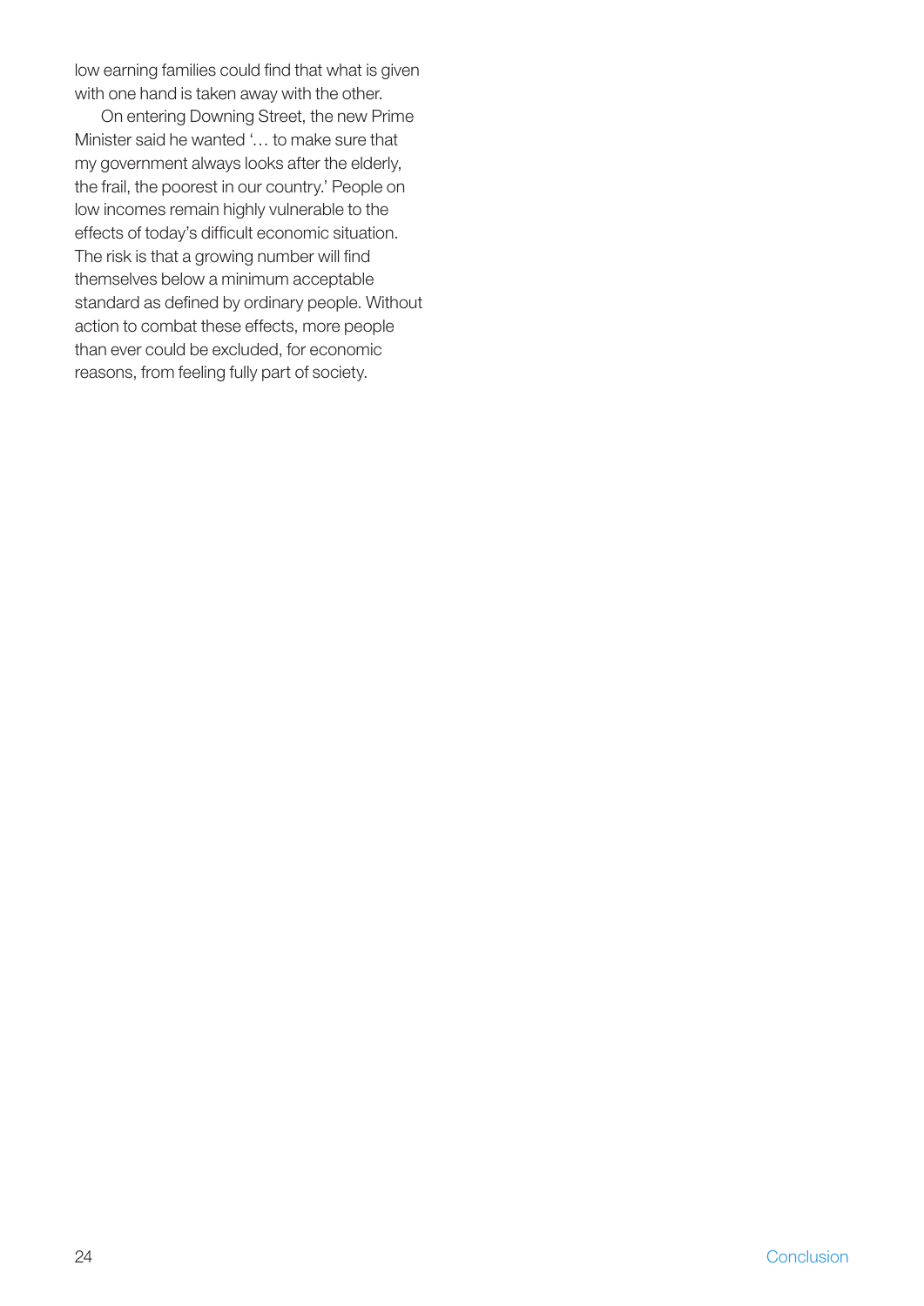low earning families could find that what is given with one hand is taken away with the other.

On entering Downing Street, the new Prime Minister said he wanted '… to make sure that my government always looks after the elderly, the frail, the poorest in our country.' People on low incomes remain highly vulnerable to the effects of today's difficult economic situation. The risk is that a growing number will find themselves below a minimum acceptable standard as defined by ordinary people. Without action to combat these effects, more people than ever could be excluded, for economic reasons, from feeling fully part of society.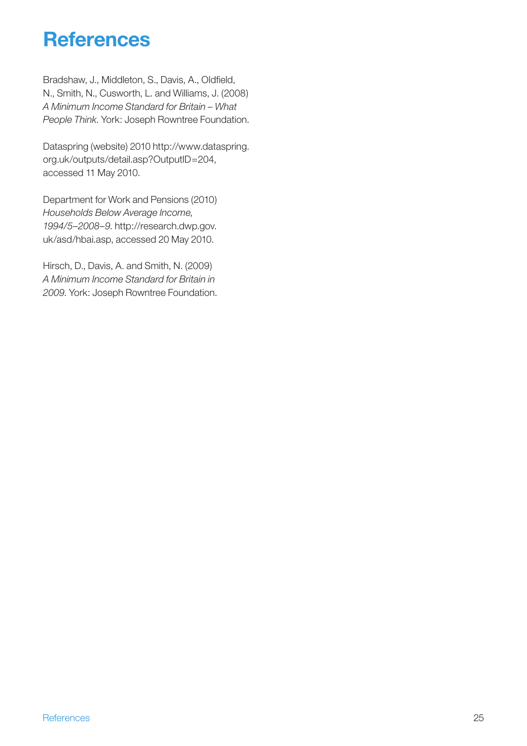# References

Bradshaw, J., Middleton, S., Davis, A., Oldfield, N., Smith, N., Cusworth, L. and Williams, J. (2008) *A Minimum Income Standard for Britain – What People Think*. York: Joseph Rowntree Foundation.

Dataspring (website) 2010 http://www.dataspring.org.uk/outputs/detail.asp?OutputID=204, accessed 11 May 2010.

Department for Work and Pensions (2010) *Households Below Average Income, 1994/5–2008–9*. http://research.dwp.gov.uk/asd/hbai.asp, accessed 20 May 2010.

Hirsch, D., Davis, A. and Smith, N. (2009) *A Minimum Income Standard for Britain in 2009*. York: Joseph Rowntree Foundation.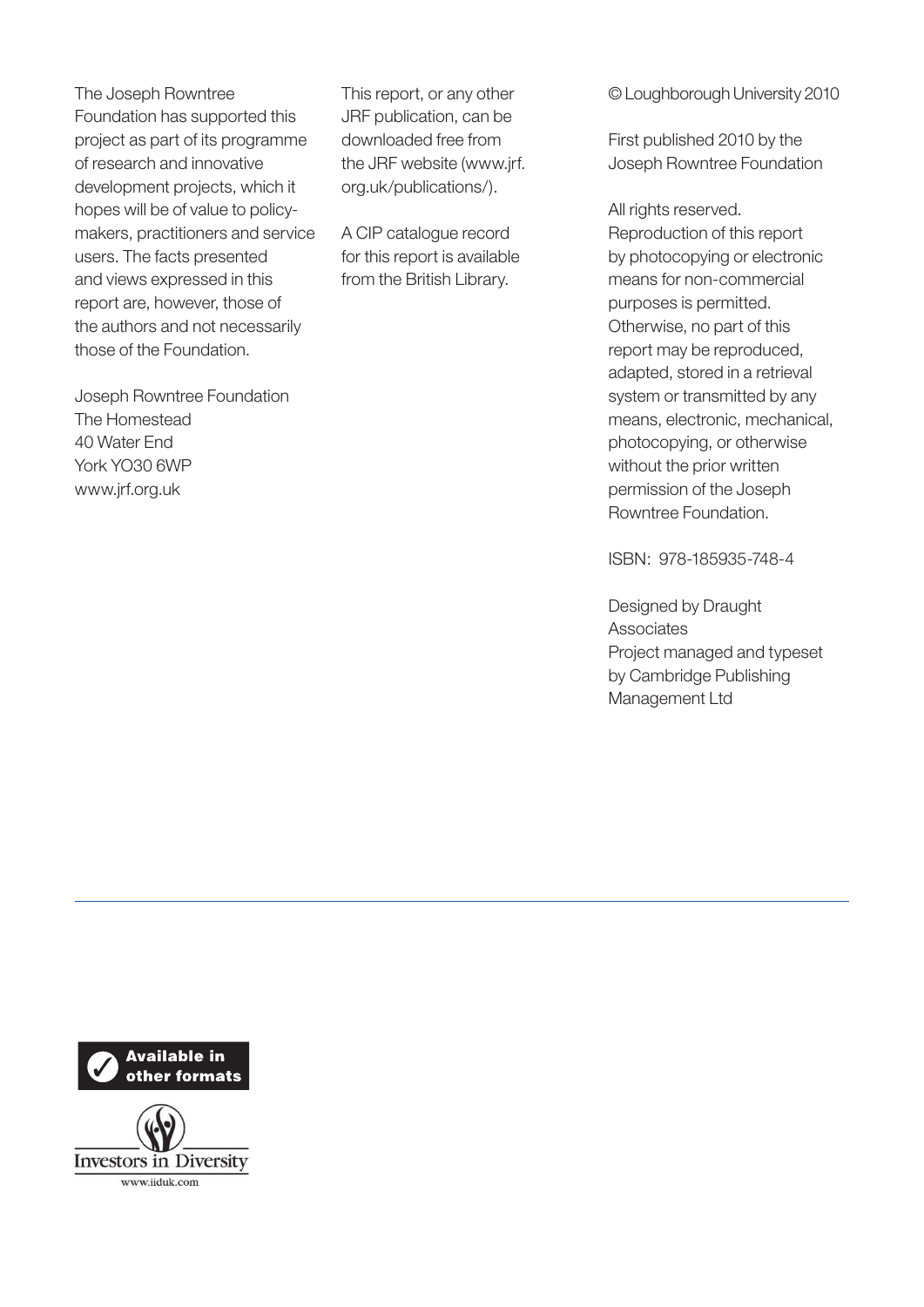The Joseph Rowntree Foundation has supported this project as part of its programme of research and innovative development projects, which it hopes will be of value to policy-makers, practitioners and service users. The facts presented and views expressed in this report are, however, those of the authors and not necessarily those of the Foundation.

Joseph Rowntree Foundation
The Homestead
40 Water End
York YO30 6WP
www.jrf.org.uk

This report, or any other JRF publication, can be downloaded free from the JRF website (www.jrf.org.uk/publications/).

A CIP catalogue record for this report is available from the British Library.

© Loughborough University 2010

First published 2010 by the Joseph Rowntree Foundation

All rights reserved. Reproduction of this report by photocopying or electronic means for non-commercial purposes is permitted. Otherwise, no part of this report may be reproduced, adapted, stored in a retrieval system or transmitted by any means, electronic, mechanical, photocopying, or otherwise without the prior written permission of the Joseph Rowntree Foundation.

ISBN: 978-185935-748-4

Designed by Draught Associates
Project managed and typeset by Cambridge Publishing Management Ltd

Available in other formats

Investors in Diversity
www.iiduk.com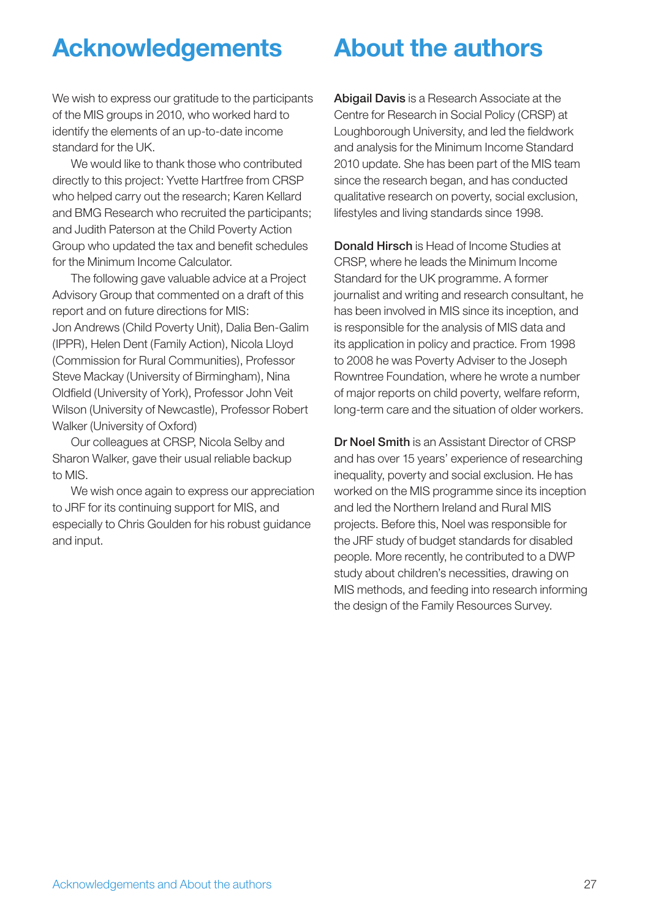# Acknowledgements

We wish to express our gratitude to the participants of the MIS groups in 2010, who worked hard to identify the elements of an up-to-date income standard for the UK.

We would like to thank those who contributed directly to this project: Yvette Hartfree from CRSP who helped carry out the research; Karen Kellard and BMG Research who recruited the participants; and Judith Paterson at the Child Poverty Action Group who updated the tax and benefit schedules for the Minimum Income Calculator.

The following gave valuable advice at a Project Advisory Group that commented on a draft of this report and on future directions for MIS: Jon Andrews (Child Poverty Unit), Dalia Ben-Galim (IPPR), Helen Dent (Family Action), Nicola Lloyd (Commission for Rural Communities), Professor Steve Mackay (University of Birmingham), Nina Oldfield (University of York), Professor John Veit Wilson (University of Newcastle), Professor Robert Walker (University of Oxford)

Our colleagues at CRSP, Nicola Selby and Sharon Walker, gave their usual reliable backup to MIS.

We wish once again to express our appreciation to JRF for its continuing support for MIS, and especially to Chris Goulden for his robust guidance and input.

# About the authors

**Abigail Davis** is a Research Associate at the Centre for Research in Social Policy (CRSP) at Loughborough University, and led the fieldwork and analysis for the Minimum Income Standard 2010 update. She has been part of the MIS team since the research began, and has conducted qualitative research on poverty, social exclusion, lifestyles and living standards since 1998.

**Donald Hirsch** is Head of Income Studies at CRSP, where he leads the Minimum Income Standard for the UK programme. A former journalist and writing and research consultant, he has been involved in MIS since its inception, and is responsible for the analysis of MIS data and its application in policy and practice. From 1998 to 2008 he was Poverty Adviser to the Joseph Rowntree Foundation, where he wrote a number of major reports on child poverty, welfare reform, long-term care and the situation of older workers.

**Dr Noel Smith** is an Assistant Director of CRSP and has over 15 years' experience of researching inequality, poverty and social exclusion. He has worked on the MIS programme since its inception and led the Northern Ireland and Rural MIS projects. Before this, Noel was responsible for the JRF study of budget standards for disabled people. More recently, he contributed to a DWP study about children's necessities, drawing on MIS methods, and feeding into research informing the design of the Family Resources Survey.